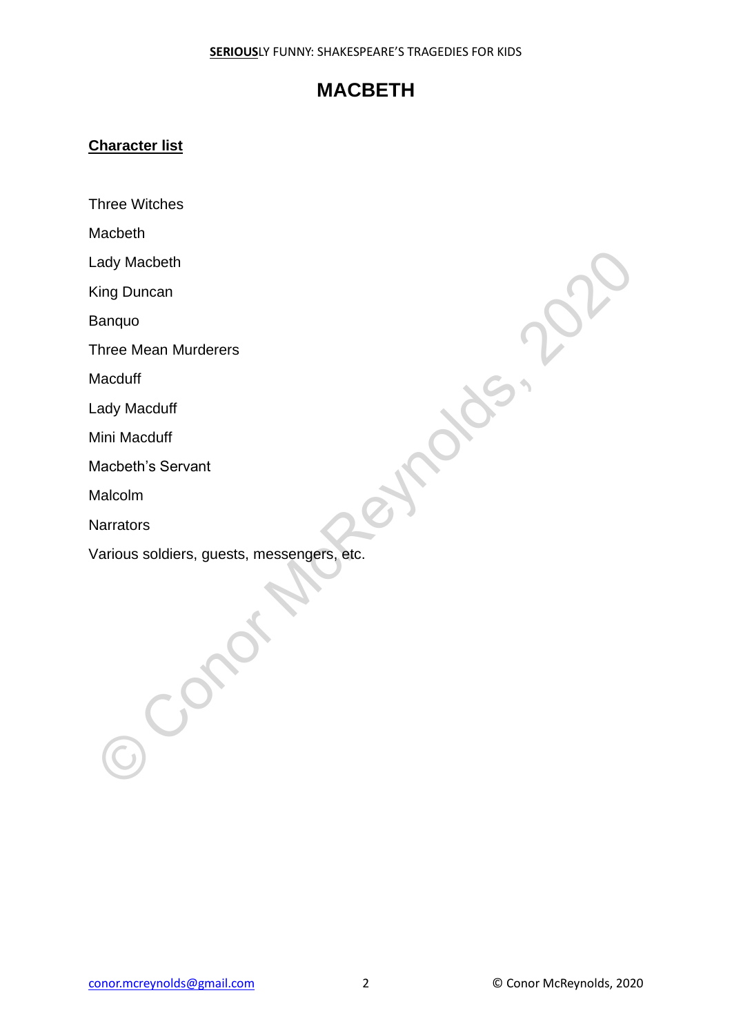# MACBETH

## Character list

Three Witches

Macbeth

Lady Macbeth

King Duncan

Banquo

Three Mean Murderers

Macduff

Lady Macduff

Mini Macduff

Macbeth's Servant

Malcolm

Narrators

Various soldiers, guests, messengers, etc.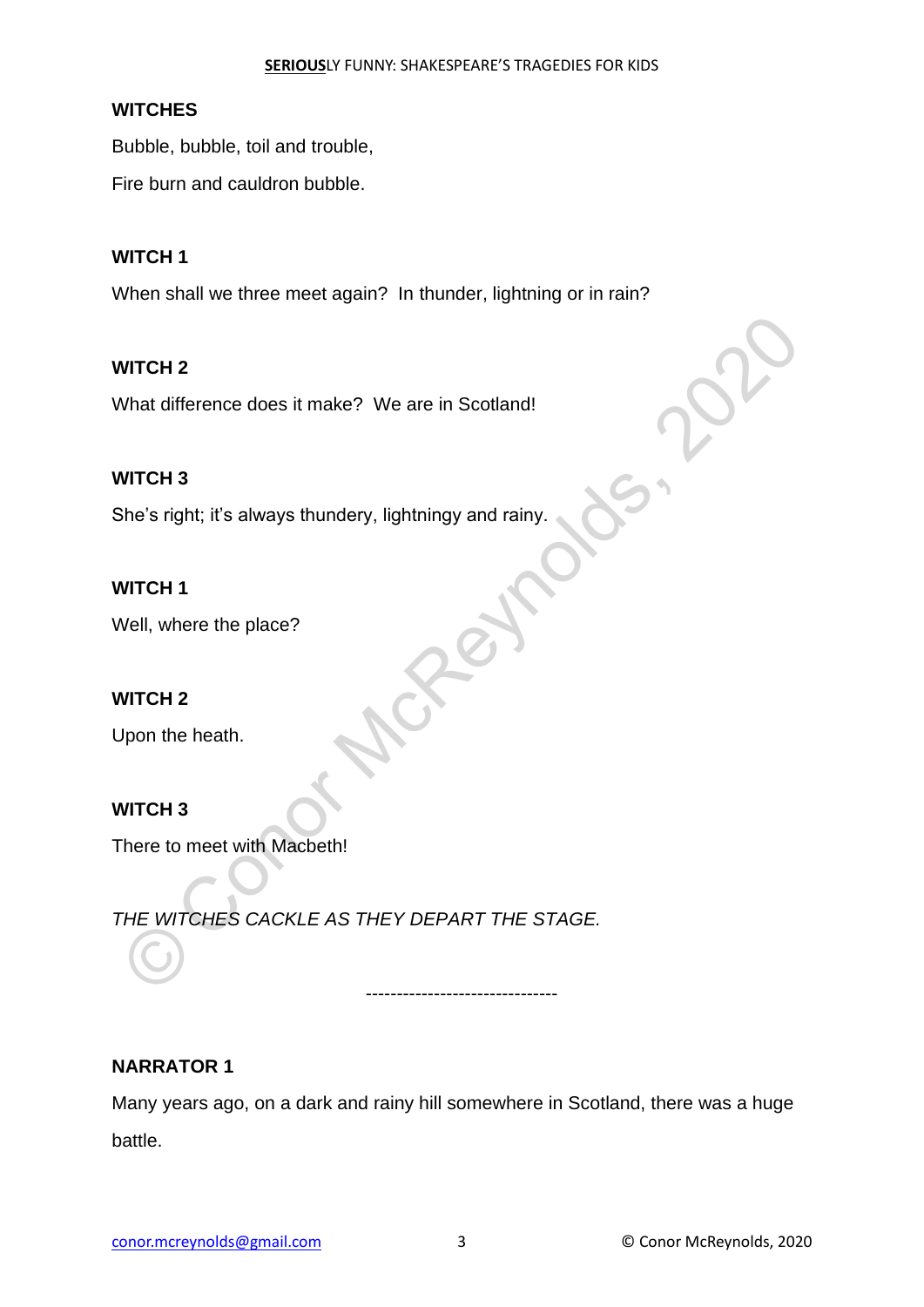**WITCHES**

Bubble, bubble, toil and trouble,

Fire burn and cauldron bubble.

**WITCH 1**

When shall we three meet again?  In thunder, lightning or in rain?

**WITCH 2**

What difference does it make?  We are in Scotland!

**WITCH 3**

She's right; it's always thundery, lightningy and rainy.

**WITCH 1**

Well, where the place?

**WITCH 2**

Upon the heath.

**WITCH 3**

There to meet with Macbeth!

*THE WITCHES CACKLE AS THEY DEPART THE STAGE.*

-------------------------------

**NARRATOR 1**

Many years ago, on a dark and rainy hill somewhere in Scotland, there was a huge battle.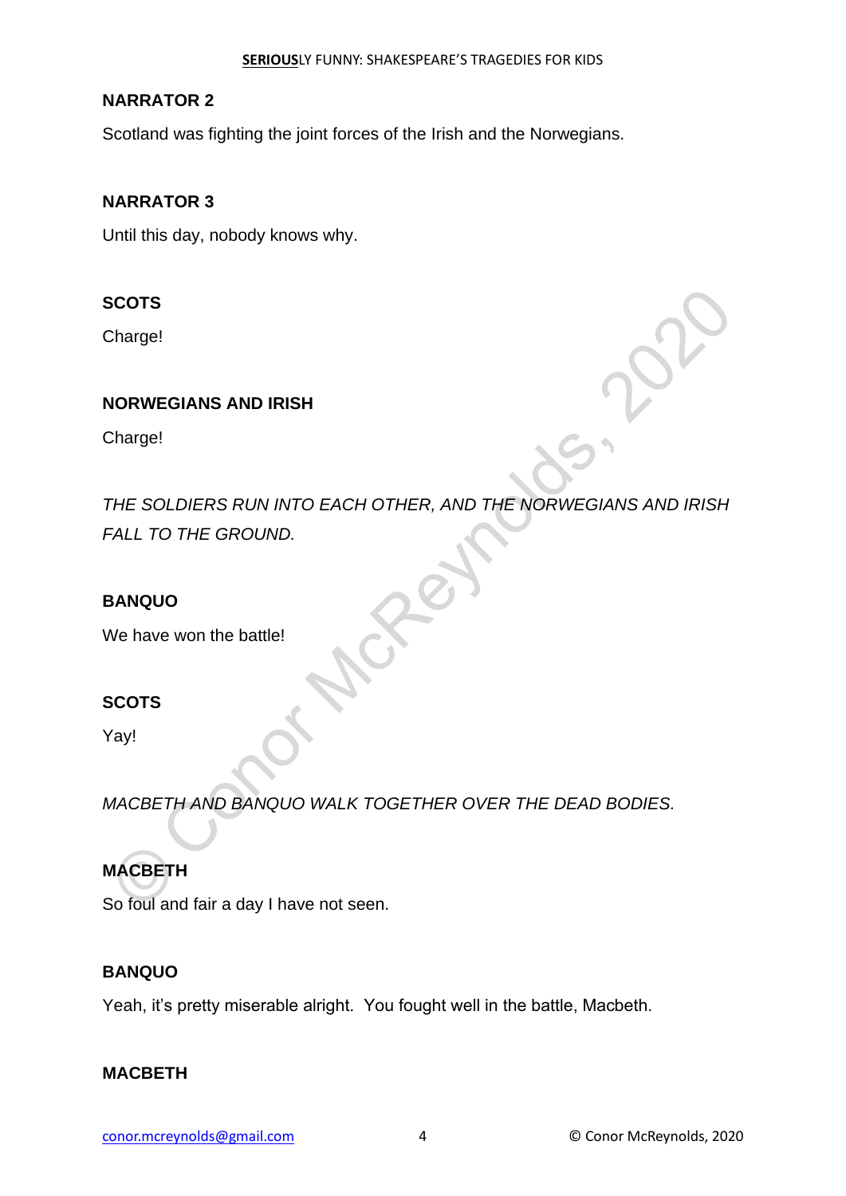**NARRATOR 2**

Scotland was fighting the joint forces of the Irish and the Norwegians.

**NARRATOR 3**

Until this day, nobody knows why.

**SCOTS**

Charge!

**NORWEGIANS AND IRISH**

Charge!

*THE SOLDIERS RUN INTO EACH OTHER, AND THE NORWEGIANS AND IRISH FALL TO THE GROUND.*

**BANQUO**

We have won the battle!

**SCOTS**

Yay!

*MACBETH AND BANQUO WALK TOGETHER OVER THE DEAD BODIES.*

**MACBETH**

So foul and fair a day I have not seen.

**BANQUO**

Yeah, it's pretty miserable alright.  You fought well in the battle, Macbeth.

**MACBETH**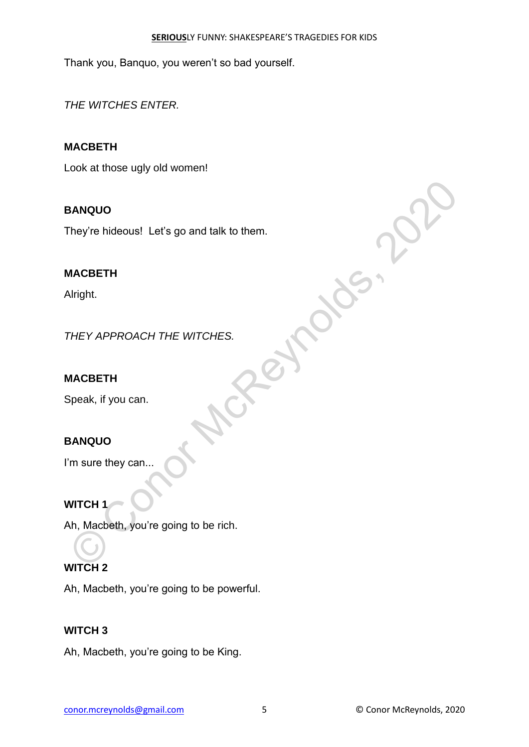Thank you, Banquo, you weren't so bad yourself.

*THE WITCHES ENTER.*

**MACBETH**

Look at those ugly old women!

**BANQUO**

They're hideous! Let's go and talk to them.

**MACBETH**

Alright.

*THEY APPROACH THE WITCHES.*

**MACBETH**

Speak, if you can.

**BANQUO**

I'm sure they can...

**WITCH 1**

Ah, Macbeth, you're going to be rich.

**WITCH 2**

Ah, Macbeth, you're going to be powerful.

**WITCH 3**

Ah, Macbeth, you're going to be King.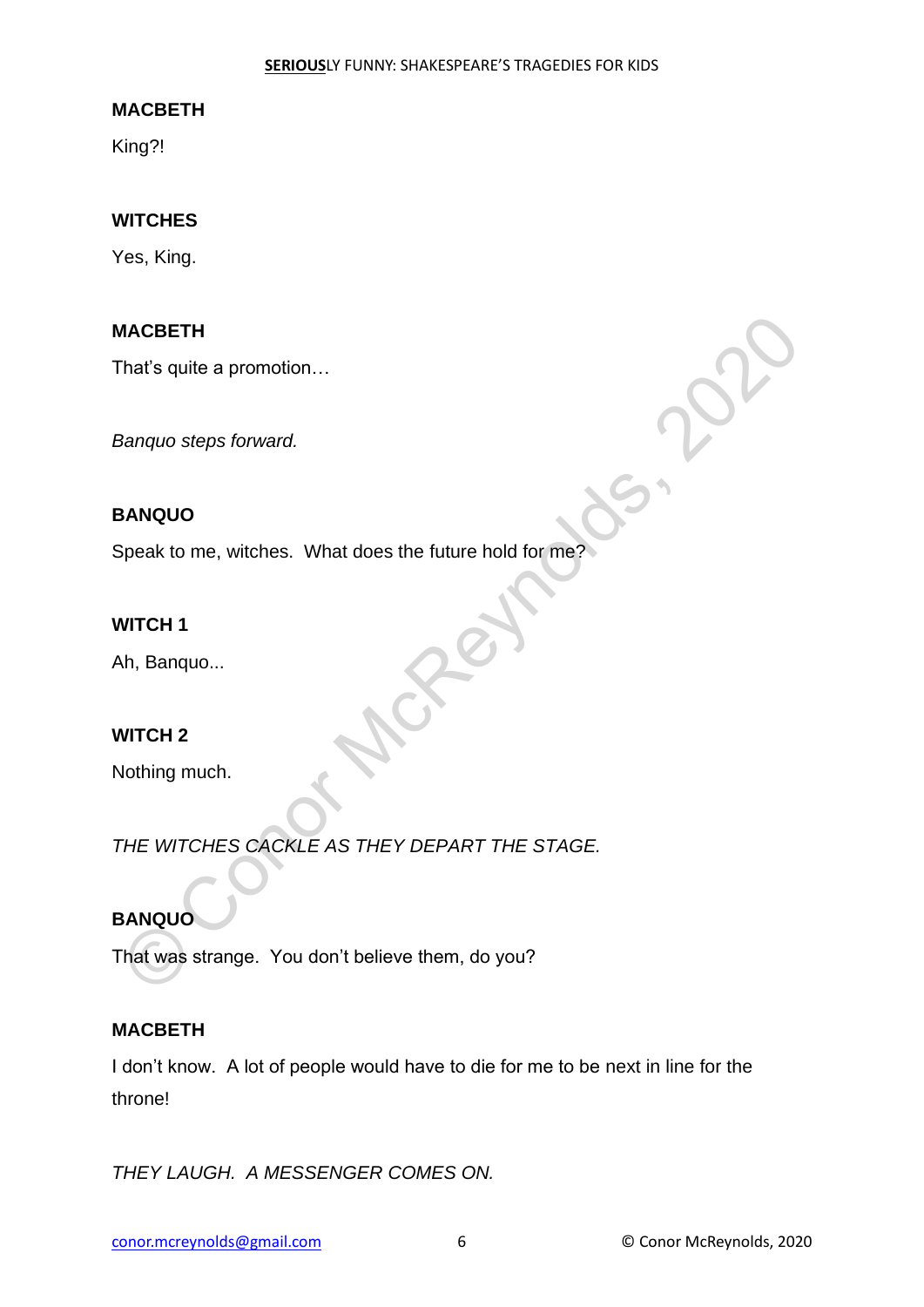**MACBETH**

King?!

**WITCHES**

Yes, King.

**MACBETH**

That's quite a promotion…

*Banquo steps forward.*

**BANQUO**

Speak to me, witches. What does the future hold for me?

**WITCH 1**

Ah, Banquo...

**WITCH 2**

Nothing much.

*THE WITCHES CACKLE AS THEY DEPART THE STAGE.*

**BANQUO**

That was strange. You don't believe them, do you?

**MACBETH**

I don't know. A lot of people would have to die for me to be next in line for the throne!

*THEY LAUGH. A MESSENGER COMES ON.*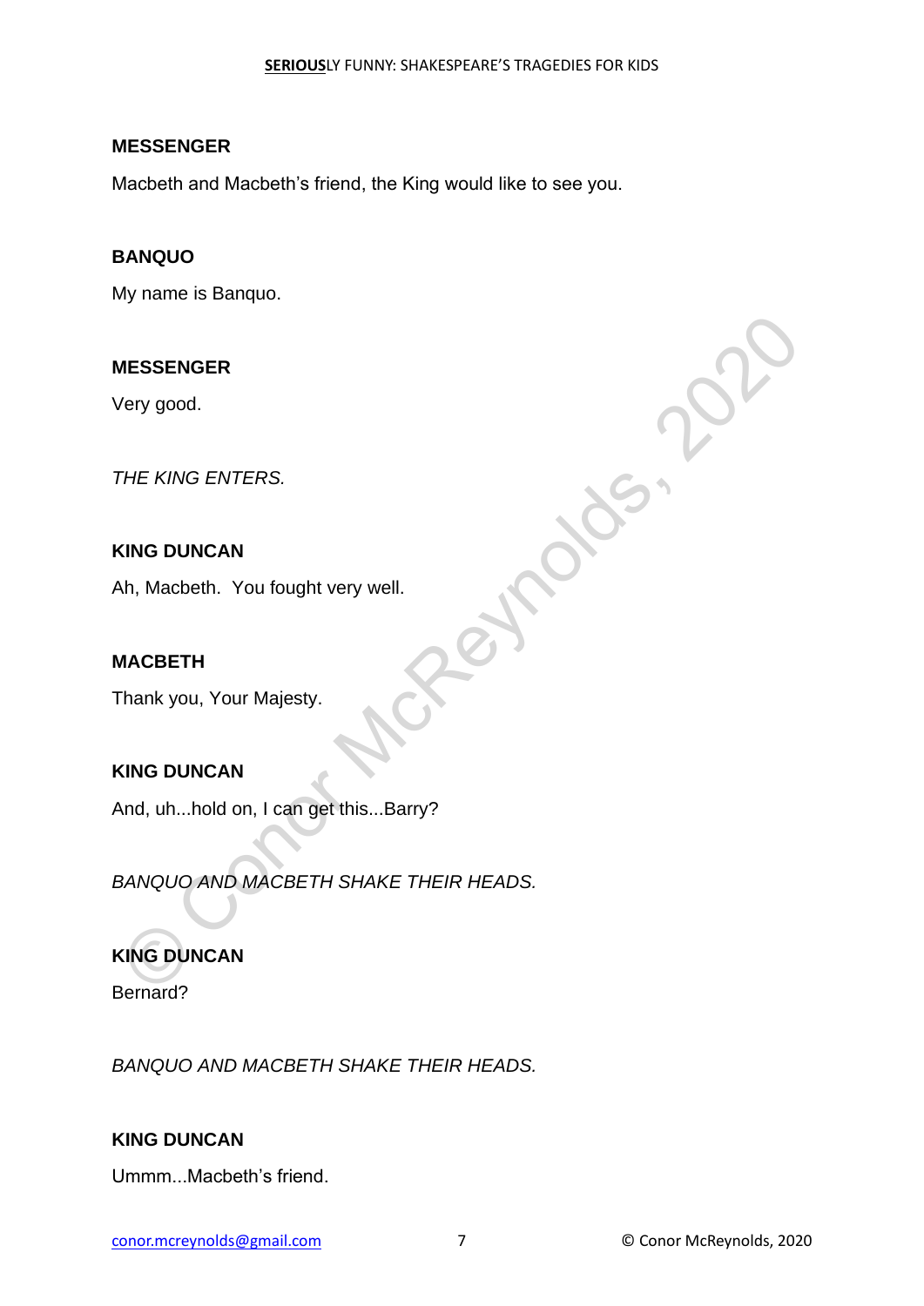**MESSENGER**

Macbeth and Macbeth's friend, the King would like to see you.

**BANQUO**

My name is Banquo.

**MESSENGER**

Very good.

*THE KING ENTERS.*

**KING DUNCAN**

Ah, Macbeth.  You fought very well.

**MACBETH**

Thank you, Your Majesty.

**KING DUNCAN**

And, uh...hold on, I can get this...Barry?

*BANQUO AND MACBETH SHAKE THEIR HEADS.*

**KING DUNCAN**

Bernard?

*BANQUO AND MACBETH SHAKE THEIR HEADS.*

**KING DUNCAN**

Ummm...Macbeth's friend.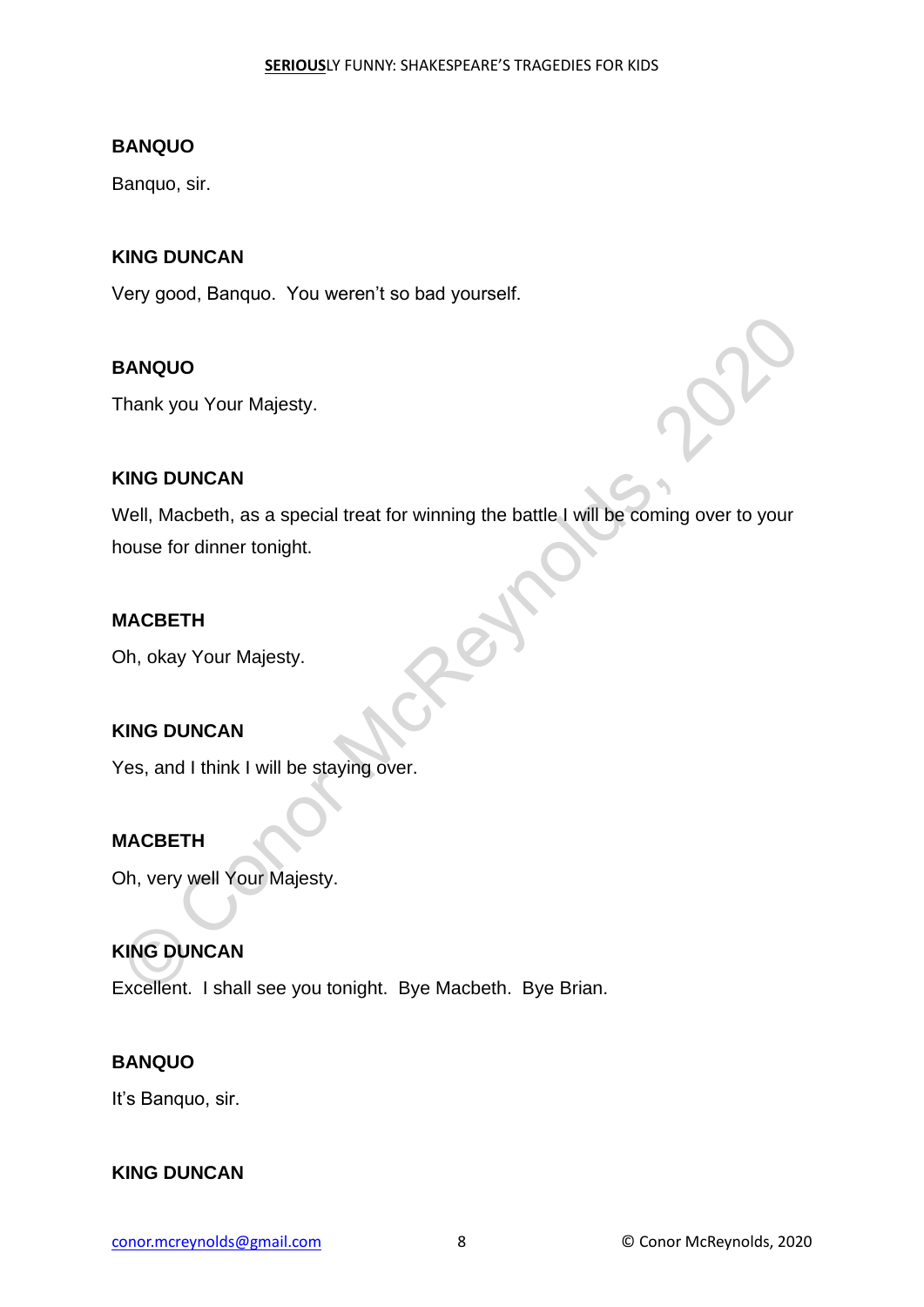**BANQUO**

Banquo, sir.

**KING DUNCAN**

Very good, Banquo. You weren't so bad yourself.

**BANQUO**

Thank you Your Majesty.

**KING DUNCAN**

Well, Macbeth, as a special treat for winning the battle I will be coming over to your house for dinner tonight.

**MACBETH**

Oh, okay Your Majesty.

**KING DUNCAN**

Yes, and I think I will be staying over.

**MACBETH**

Oh, very well Your Majesty.

**KING DUNCAN**

Excellent. I shall see you tonight. Bye Macbeth. Bye Brian.

**BANQUO**

It's Banquo, sir.

**KING DUNCAN**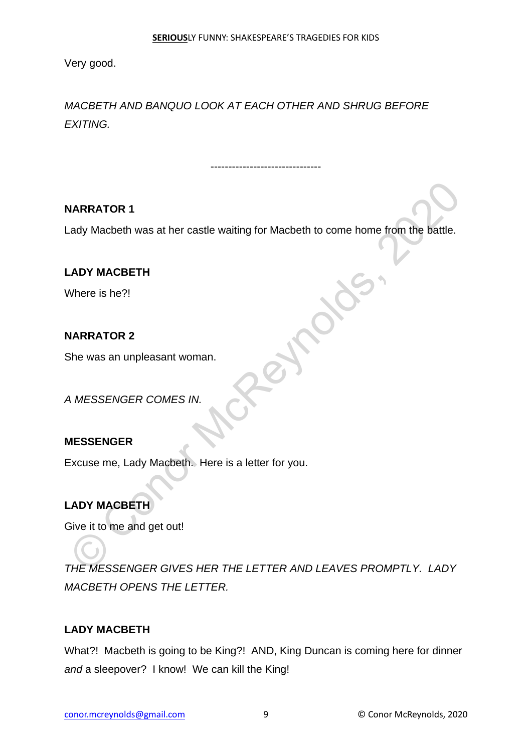Very good.

*MACBETH AND BANQUO LOOK AT EACH OTHER AND SHRUG BEFORE EXITING.*

-------------------------------

**NARRATOR 1**

Lady Macbeth was at her castle waiting for Macbeth to come home from the battle.

**LADY MACBETH**

Where is he?!

**NARRATOR 2**

She was an unpleasant woman.

*A MESSENGER COMES IN.*

**MESSENGER**

Excuse me, Lady Macbeth. Here is a letter for you.

**LADY MACBETH**

Give it to me and get out!

*THE MESSENGER GIVES HER THE LETTER AND LEAVES PROMPTLY. LADY MACBETH OPENS THE LETTER.*

**LADY MACBETH**

What?! Macbeth is going to be King?! AND, King Duncan is coming here for dinner *and* a sleepover? I know! We can kill the King!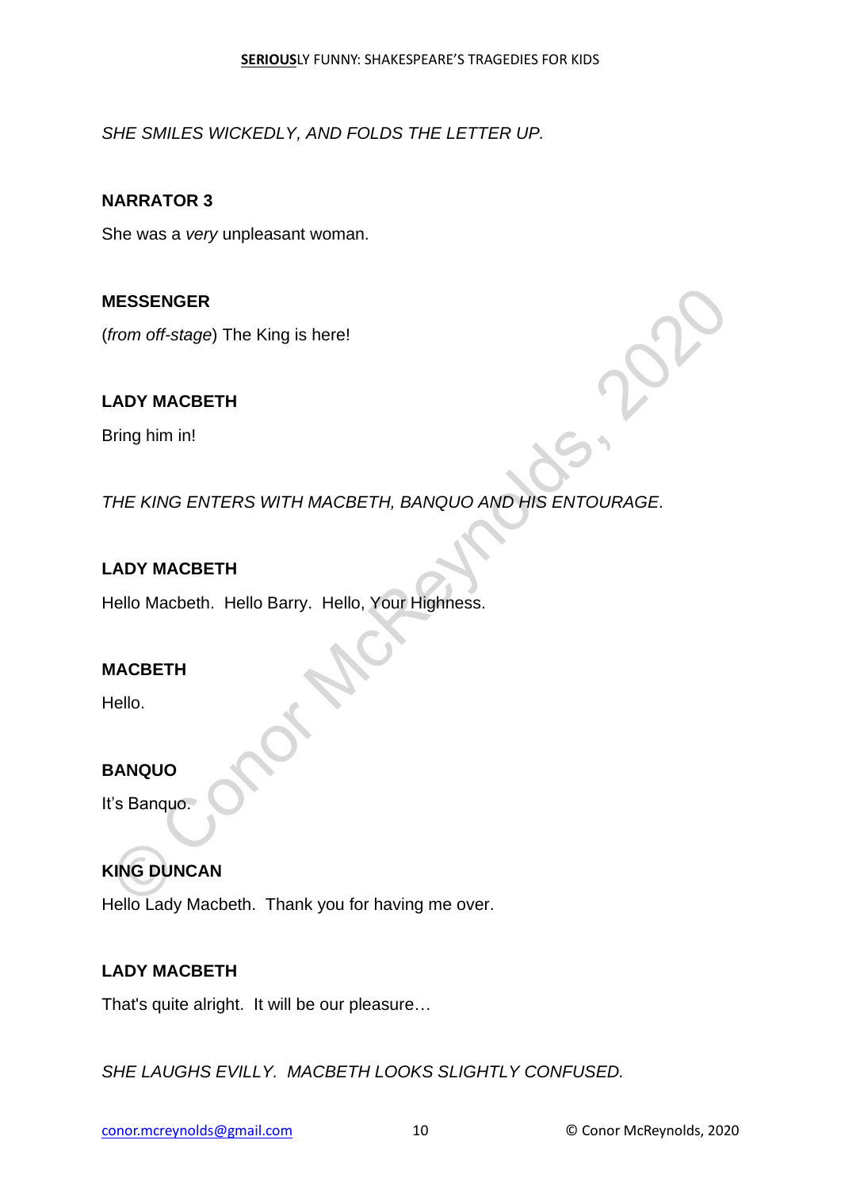*SHE SMILES WICKEDLY, AND FOLDS THE LETTER UP.*

**NARRATOR 3**

She was a *very* unpleasant woman.

**MESSENGER**

(*from off-stage*) The King is here!

**LADY MACBETH**

Bring him in!

*THE KING ENTERS WITH MACBETH, BANQUO AND HIS ENTOURAGE.*

**LADY MACBETH**

Hello Macbeth. Hello Barry. Hello, Your Highness.

**MACBETH**

Hello.

**BANQUO**

It's Banquo.

**KING DUNCAN**

Hello Lady Macbeth. Thank you for having me over.

**LADY MACBETH**

That's quite alright. It will be our pleasure…

*SHE LAUGHS EVILLY. MACBETH LOOKS SLIGHTLY CONFUSED.*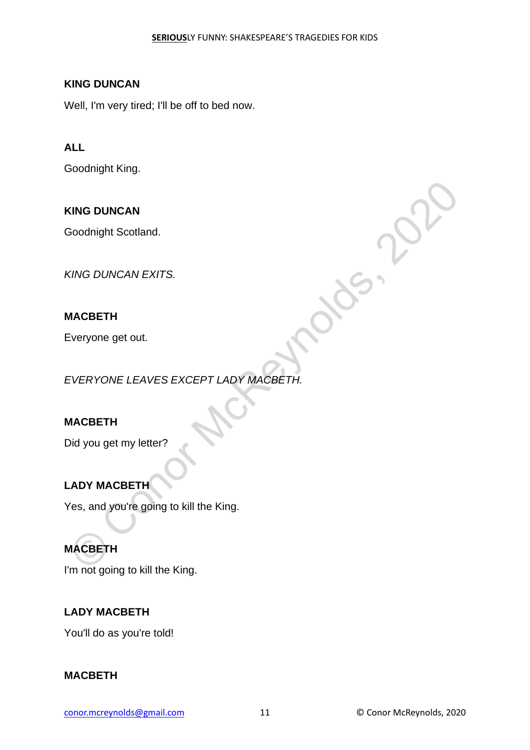**KING DUNCAN**

Well, I'm very tired; I'll be off to bed now.

**ALL**

Goodnight King.

**KING DUNCAN**

Goodnight Scotland.

*KING DUNCAN EXITS.*

**MACBETH**

Everyone get out.

*EVERYONE LEAVES EXCEPT LADY MACBETH.*

**MACBETH**

Did you get my letter?

**LADY MACBETH**

Yes, and you're going to kill the King.

**MACBETH**

I'm not going to kill the King.

**LADY MACBETH**

You'll do as you're told!

**MACBETH**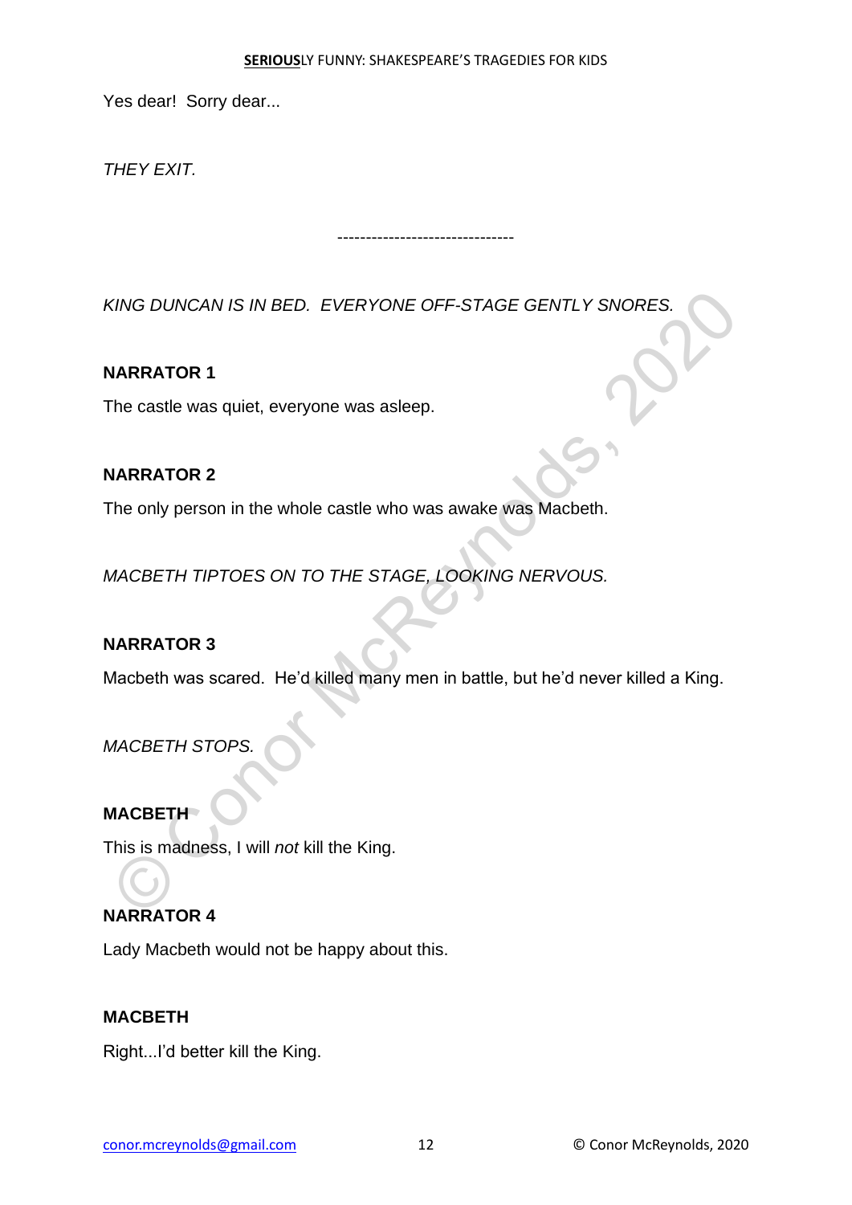Yes dear!  Sorry dear...

*THEY EXIT.*

-------------------------------

*KING DUNCAN IS IN BED.  EVERYONE OFF-STAGE GENTLY SNORES.*

**NARRATOR 1**

The castle was quiet, everyone was asleep.

**NARRATOR 2**

The only person in the whole castle who was awake was Macbeth.

*MACBETH TIPTOES ON TO THE STAGE, LOOKING NERVOUS.*

**NARRATOR 3**

Macbeth was scared.  He'd killed many men in battle, but he'd never killed a King.

*MACBETH STOPS.*

**MACBETH**

This is madness, I will *not* kill the King.

**NARRATOR 4**

Lady Macbeth would not be happy about this.

**MACBETH**

Right...I'd better kill the King.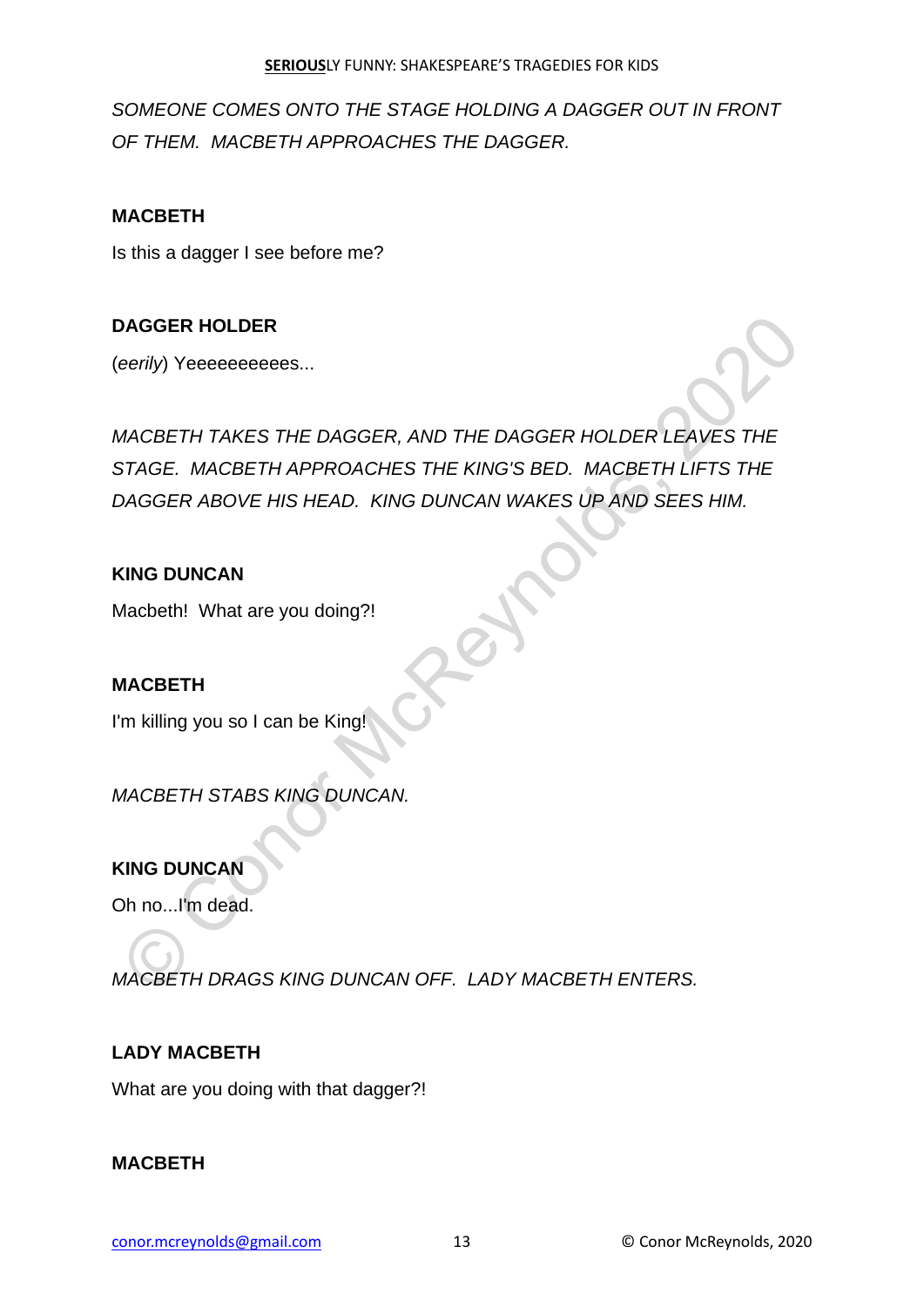*SOMEONE COMES ONTO THE STAGE HOLDING A DAGGER OUT IN FRONT OF THEM. MACBETH APPROACHES THE DAGGER.*

**MACBETH**

Is this a dagger I see before me?

**DAGGER HOLDER**

(*eerily*) Yeeeeeeeeees...

*MACBETH TAKES THE DAGGER, AND THE DAGGER HOLDER LEAVES THE STAGE. MACBETH APPROACHES THE KING'S BED. MACBETH LIFTS THE DAGGER ABOVE HIS HEAD. KING DUNCAN WAKES UP AND SEES HIM.*

**KING DUNCAN**

Macbeth! What are you doing?!

**MACBETH**

I'm killing you so I can be King!

*MACBETH STABS KING DUNCAN.*

**KING DUNCAN**

Oh no...I'm dead.

*MACBETH DRAGS KING DUNCAN OFF. LADY MACBETH ENTERS.*

**LADY MACBETH**

What are you doing with that dagger?!

**MACBETH**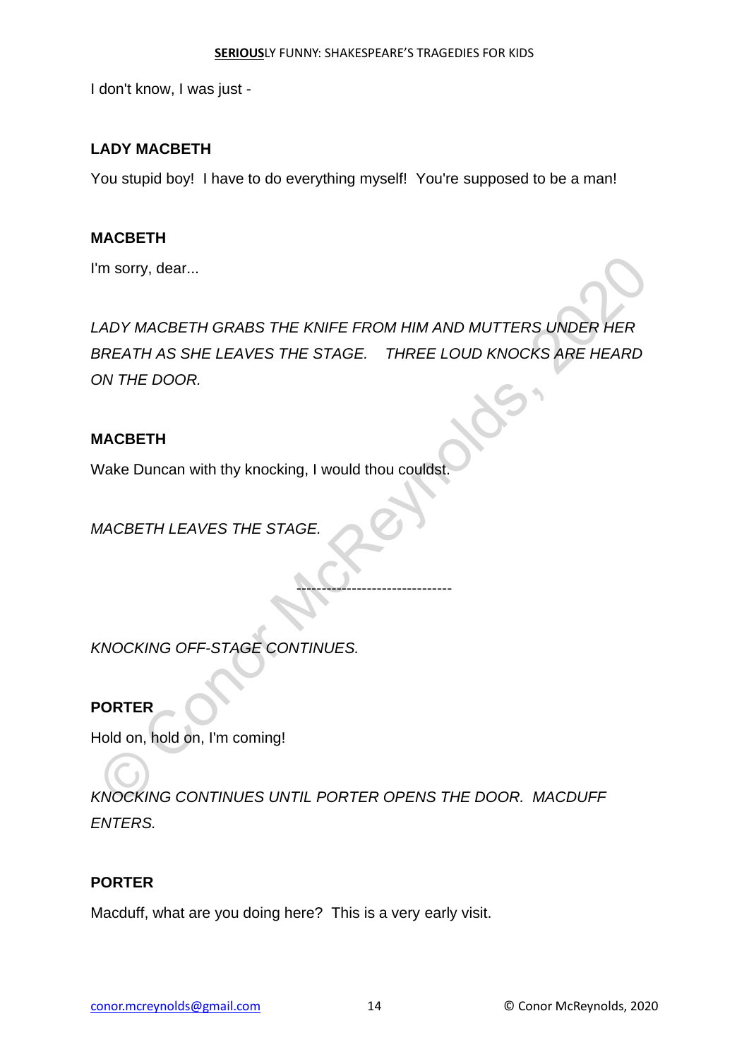I don't know, I was just -

**LADY MACBETH**

You stupid boy!  I have to do everything myself!  You're supposed to be a man!

**MACBETH**

I'm sorry, dear...

*LADY MACBETH GRABS THE KNIFE FROM HIM AND MUTTERS UNDER HER BREATH AS SHE LEAVES THE STAGE.   THREE LOUD KNOCKS ARE HEARD ON THE DOOR.*

**MACBETH**

Wake Duncan with thy knocking, I would thou couldst.

*MACBETH LEAVES THE STAGE.*

-------------------------------

*KNOCKING OFF-STAGE CONTINUES.*

**PORTER**

Hold on, hold on, I'm coming!

*KNOCKING CONTINUES UNTIL PORTER OPENS THE DOOR.  MACDUFF ENTERS.*

**PORTER**

Macduff, what are you doing here?  This is a very early visit.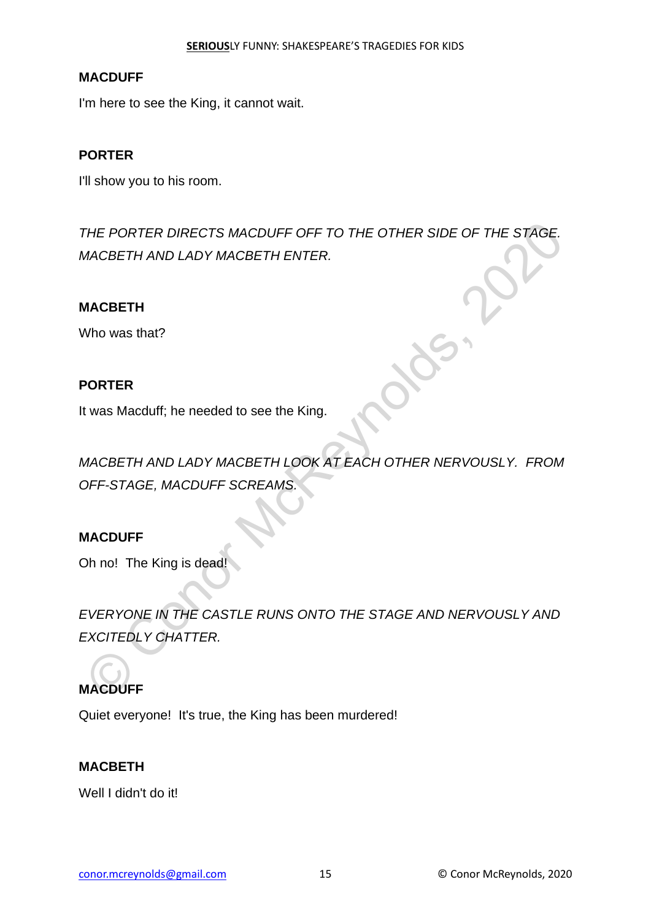**MACDUFF**

I'm here to see the King, it cannot wait.

**PORTER**

I'll show you to his room.

*THE PORTER DIRECTS MACDUFF OFF TO THE OTHER SIDE OF THE STAGE. MACBETH AND LADY MACBETH ENTER.*

**MACBETH**

Who was that?

**PORTER**

It was Macduff; he needed to see the King.

*MACBETH AND LADY MACBETH LOOK AT EACH OTHER NERVOUSLY. FROM OFF-STAGE, MACDUFF SCREAMS.*

**MACDUFF**

Oh no! The King is dead!

*EVERYONE IN THE CASTLE RUNS ONTO THE STAGE AND NERVOUSLY AND EXCITEDLY CHATTER.*

**MACDUFF**

Quiet everyone! It's true, the King has been murdered!

**MACBETH**

Well I didn't do it!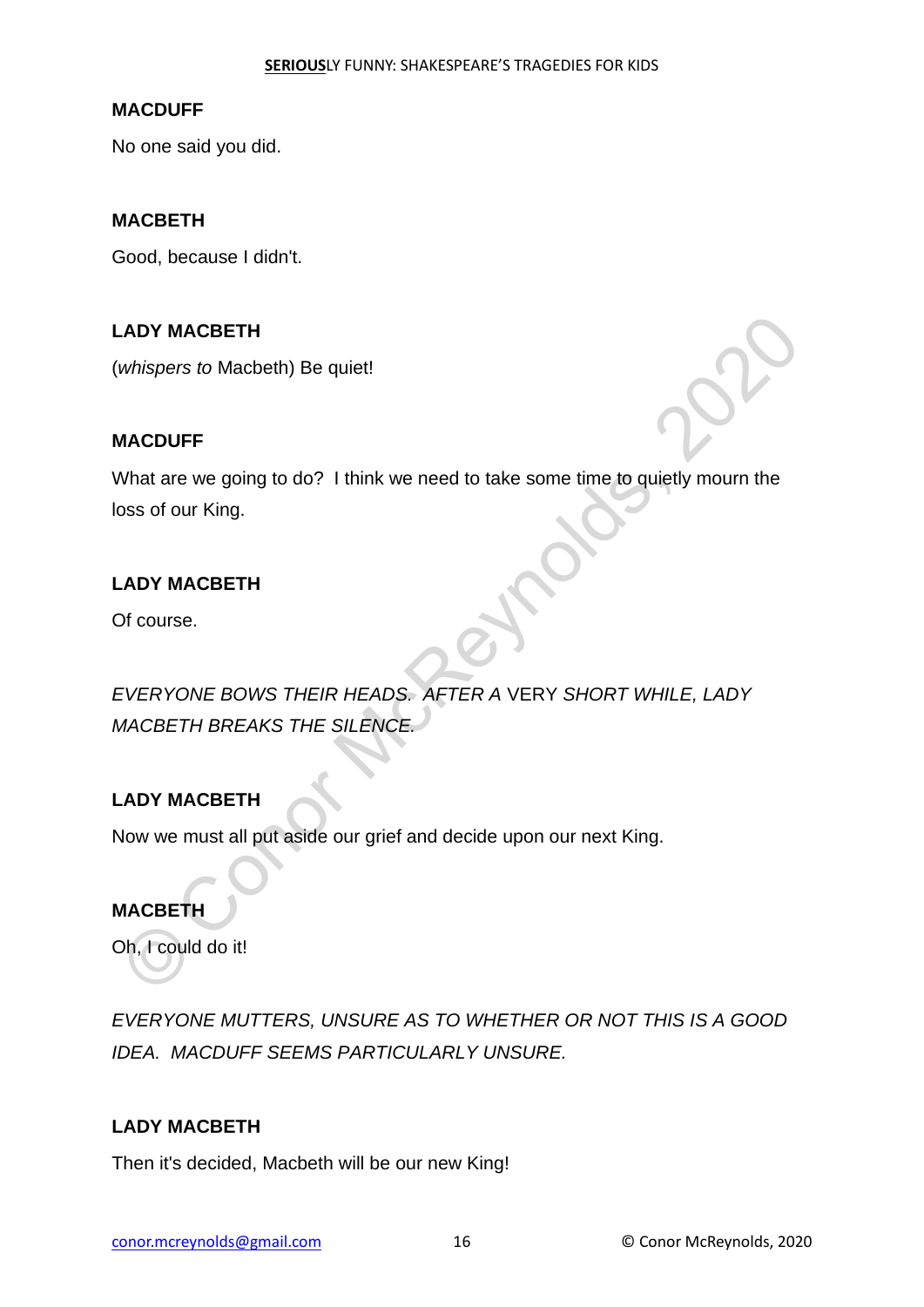**MACDUFF**

No one said you did.

**MACBETH**

Good, because I didn't.

**LADY MACBETH**

(*whispers to* Macbeth) Be quiet!

**MACDUFF**

What are we going to do? I think we need to take some time to quietly mourn the loss of our King.

**LADY MACBETH**

Of course.

*EVERYONE BOWS THEIR HEADS. AFTER A* VERY *SHORT WHILE, LADY MACBETH BREAKS THE SILENCE.*

**LADY MACBETH**

Now we must all put aside our grief and decide upon our next King.

**MACBETH**

Oh, I could do it!

*EVERYONE MUTTERS, UNSURE AS TO WHETHER OR NOT THIS IS A GOOD IDEA. MACDUFF SEEMS PARTICULARLY UNSURE.*

**LADY MACBETH**

Then it's decided, Macbeth will be our new King!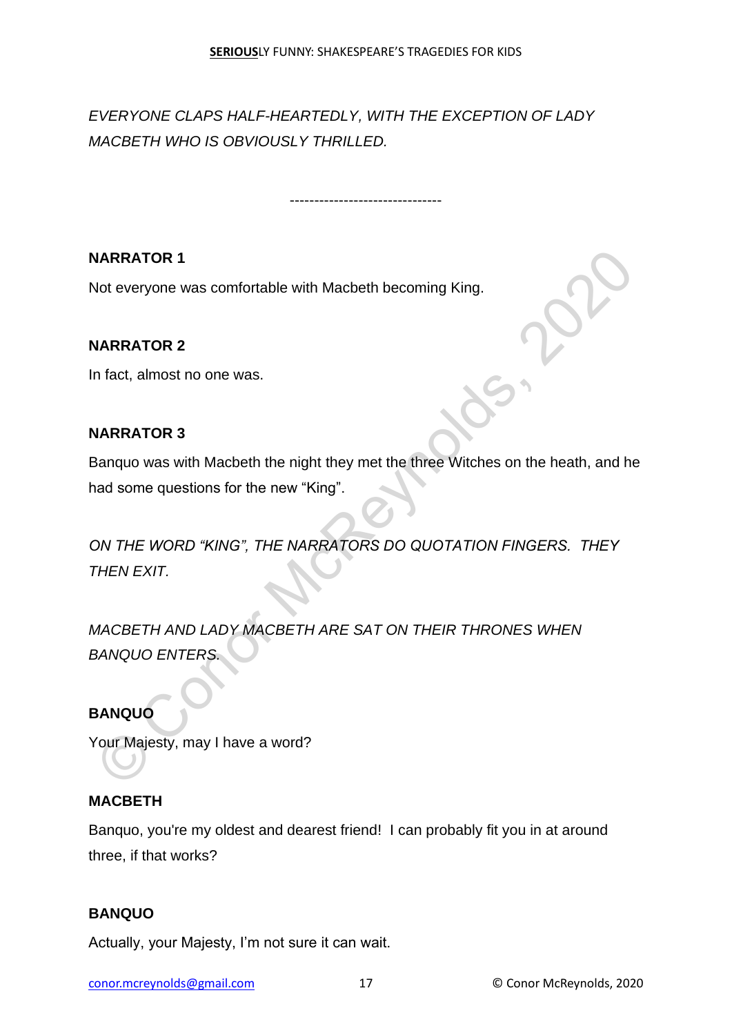*EVERYONE CLAPS HALF-HEARTEDLY, WITH THE EXCEPTION OF LADY MACBETH WHO IS OBVIOUSLY THRILLED.*

-------------------------------

**NARRATOR 1**

Not everyone was comfortable with Macbeth becoming King.

**NARRATOR 2**

In fact, almost no one was.

**NARRATOR 3**

Banquo was with Macbeth the night they met the three Witches on the heath, and he had some questions for the new "King".

*ON THE WORD "KING", THE NARRATORS DO QUOTATION FINGERS. THEY THEN EXIT.*

*MACBETH AND LADY MACBETH ARE SAT ON THEIR THRONES WHEN BANQUO ENTERS.*

**BANQUO**

Your Majesty, may I have a word?

**MACBETH**

Banquo, you're my oldest and dearest friend! I can probably fit you in at around three, if that works?

**BANQUO**

Actually, your Majesty, I'm not sure it can wait.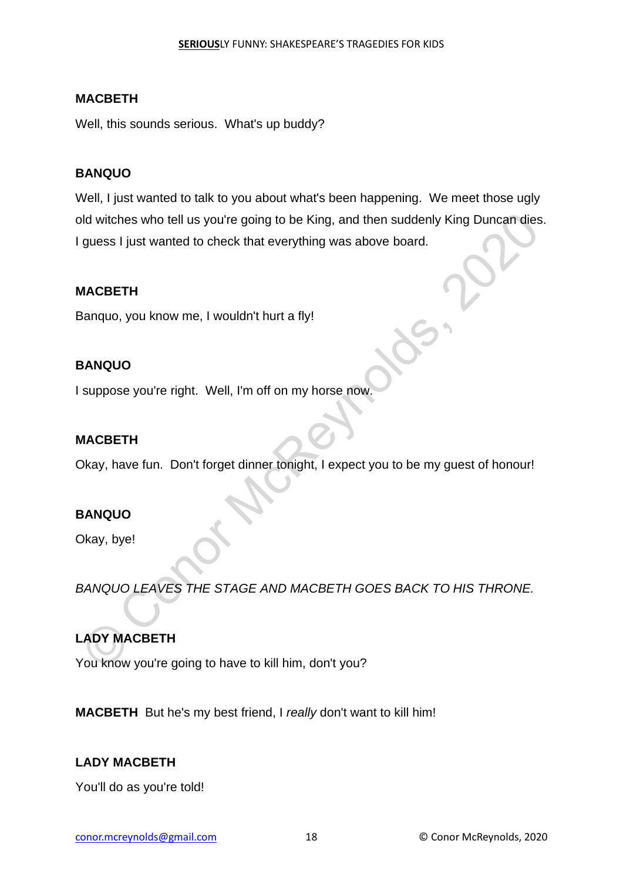**MACBETH**

Well, this sounds serious.  What's up buddy?

**BANQUO**

Well, I just wanted to talk to you about what's been happening.  We meet those ugly old witches who tell us you're going to be King, and then suddenly King Duncan dies. I guess I just wanted to check that everything was above board.

**MACBETH**

Banquo, you know me, I wouldn't hurt a fly!

**BANQUO**

I suppose you're right.  Well, I'm off on my horse now.

**MACBETH**

Okay, have fun.  Don't forget dinner tonight, I expect you to be my guest of honour!

**BANQUO**

Okay, bye!

*BANQUO LEAVES THE STAGE AND MACBETH GOES BACK TO HIS THRONE.*

**LADY MACBETH**

You know you're going to have to kill him, don't you?

**MACBETH** But he's my best friend, I *really* don't want to kill him!

**LADY MACBETH**

You'll do as you're told!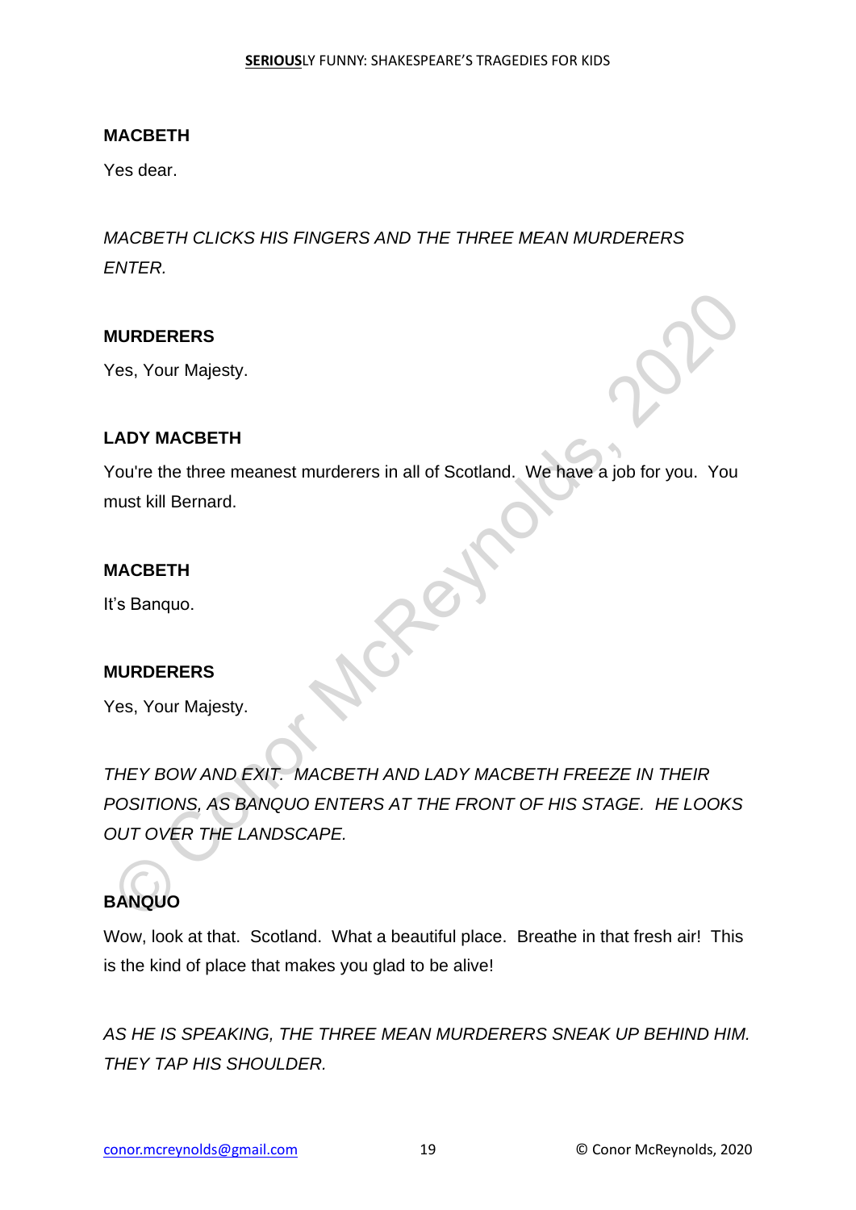**MACBETH**

Yes dear.

*MACBETH CLICKS HIS FINGERS AND THE THREE MEAN MURDERERS ENTER.*

**MURDERERS**

Yes, Your Majesty.

**LADY MACBETH**

You're the three meanest murderers in all of Scotland. We have a job for you. You must kill Bernard.

**MACBETH**

It's Banquo.

**MURDERERS**

Yes, Your Majesty.

*THEY BOW AND EXIT. MACBETH AND LADY MACBETH FREEZE IN THEIR POSITIONS, AS BANQUO ENTERS AT THE FRONT OF HIS STAGE. HE LOOKS OUT OVER THE LANDSCAPE.*

**BANQUO**

Wow, look at that. Scotland. What a beautiful place. Breathe in that fresh air! This is the kind of place that makes you glad to be alive!

*AS HE IS SPEAKING, THE THREE MEAN MURDERERS SNEAK UP BEHIND HIM. THEY TAP HIS SHOULDER.*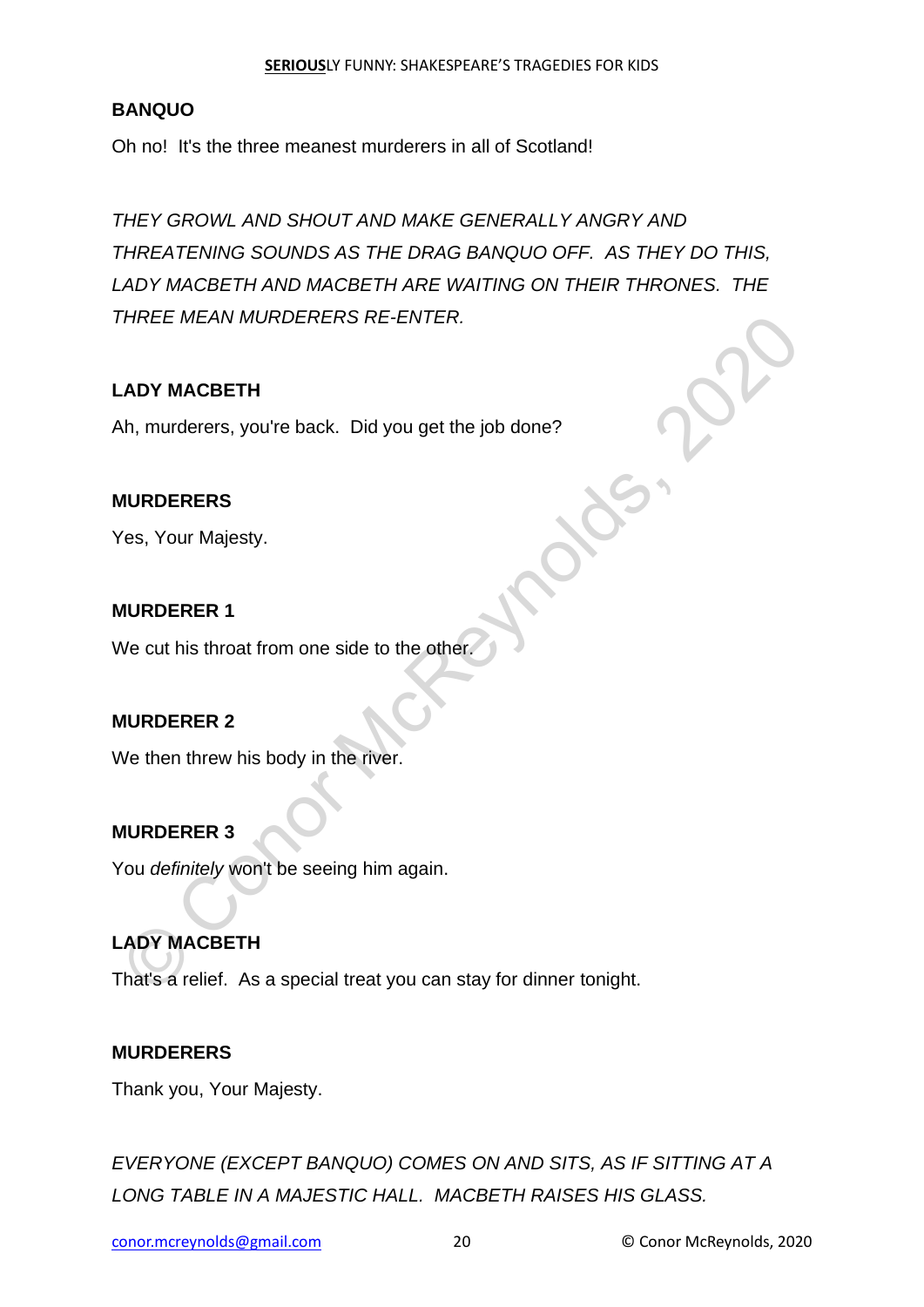**BANQUO**

Oh no! It's the three meanest murderers in all of Scotland!

*THEY GROWL AND SHOUT AND MAKE GENERALLY ANGRY AND THREATENING SOUNDS AS THE DRAG BANQUO OFF. AS THEY DO THIS, LADY MACBETH AND MACBETH ARE WAITING ON THEIR THRONES. THE THREE MEAN MURDERERS RE-ENTER.*

**LADY MACBETH**

Ah, murderers, you're back. Did you get the job done?

**MURDERERS**

Yes, Your Majesty.

**MURDERER 1**

We cut his throat from one side to the other.

**MURDERER 2**

We then threw his body in the river.

**MURDERER 3**

You *definitely* won't be seeing him again.

**LADY MACBETH**

That's a relief. As a special treat you can stay for dinner tonight.

**MURDERERS**

Thank you, Your Majesty.

*EVERYONE (EXCEPT BANQUO) COMES ON AND SITS, AS IF SITTING AT A LONG TABLE IN A MAJESTIC HALL. MACBETH RAISES HIS GLASS.*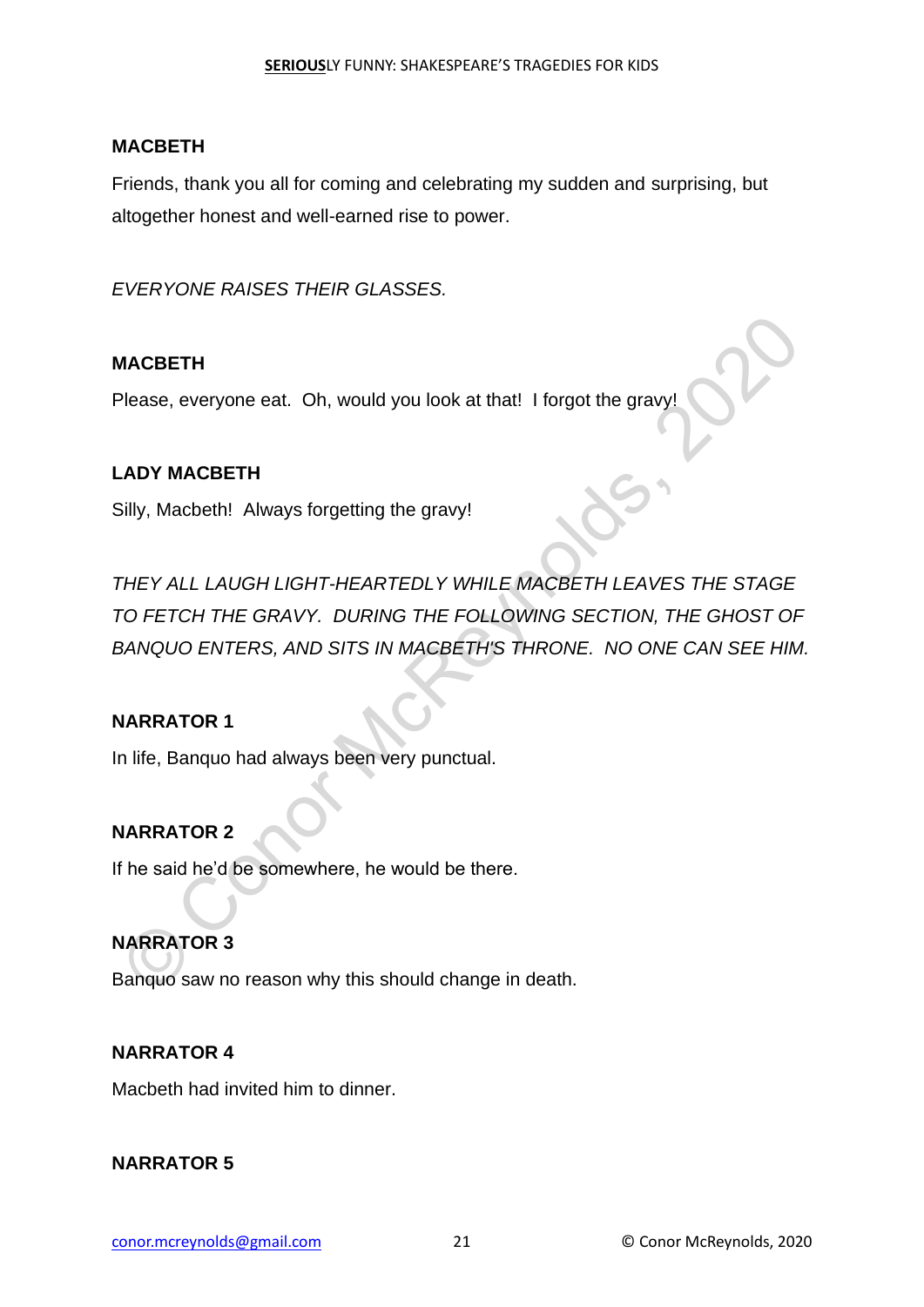**MACBETH**

Friends, thank you all for coming and celebrating my sudden and surprising, but altogether honest and well-earned rise to power.

*EVERYONE RAISES THEIR GLASSES.*

**MACBETH**

Please, everyone eat. Oh, would you look at that! I forgot the gravy!

**LADY MACBETH**

Silly, Macbeth! Always forgetting the gravy!

*THEY ALL LAUGH LIGHT-HEARTEDLY WHILE MACBETH LEAVES THE STAGE TO FETCH THE GRAVY. DURING THE FOLLOWING SECTION, THE GHOST OF BANQUO ENTERS, AND SITS IN MACBETH'S THRONE. NO ONE CAN SEE HIM.*

**NARRATOR 1**

In life, Banquo had always been very punctual.

**NARRATOR 2**

If he said he'd be somewhere, he would be there.

**NARRATOR 3**

Banquo saw no reason why this should change in death.

**NARRATOR 4**

Macbeth had invited him to dinner.

**NARRATOR 5**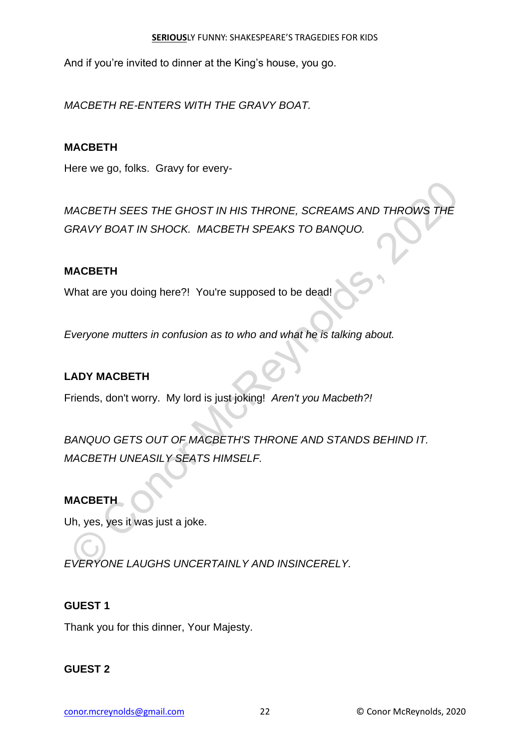And if you're invited to dinner at the King's house, you go.

*MACBETH RE-ENTERS WITH THE GRAVY BOAT.*

**MACBETH**

Here we go, folks.  Gravy for every-

*MACBETH SEES THE GHOST IN HIS THRONE, SCREAMS AND THROWS THE GRAVY BOAT IN SHOCK.  MACBETH SPEAKS TO BANQUO.*

**MACBETH**

What are you doing here?!  You're supposed to be dead!

*Everyone mutters in confusion as to who and what he is talking about.*

**LADY MACBETH**

Friends, don't worry.  My lord is just joking!  *Aren't you Macbeth?!*

*BANQUO GETS OUT OF MACBETH'S THRONE AND STANDS BEHIND IT.  MACBETH UNEASILY SEATS HIMSELF.*

**MACBETH**

Uh, yes, yes it was just a joke.

*EVERYONE LAUGHS UNCERTAINLY AND INSINCERELY.*

**GUEST 1**

Thank you for this dinner, Your Majesty.

**GUEST 2**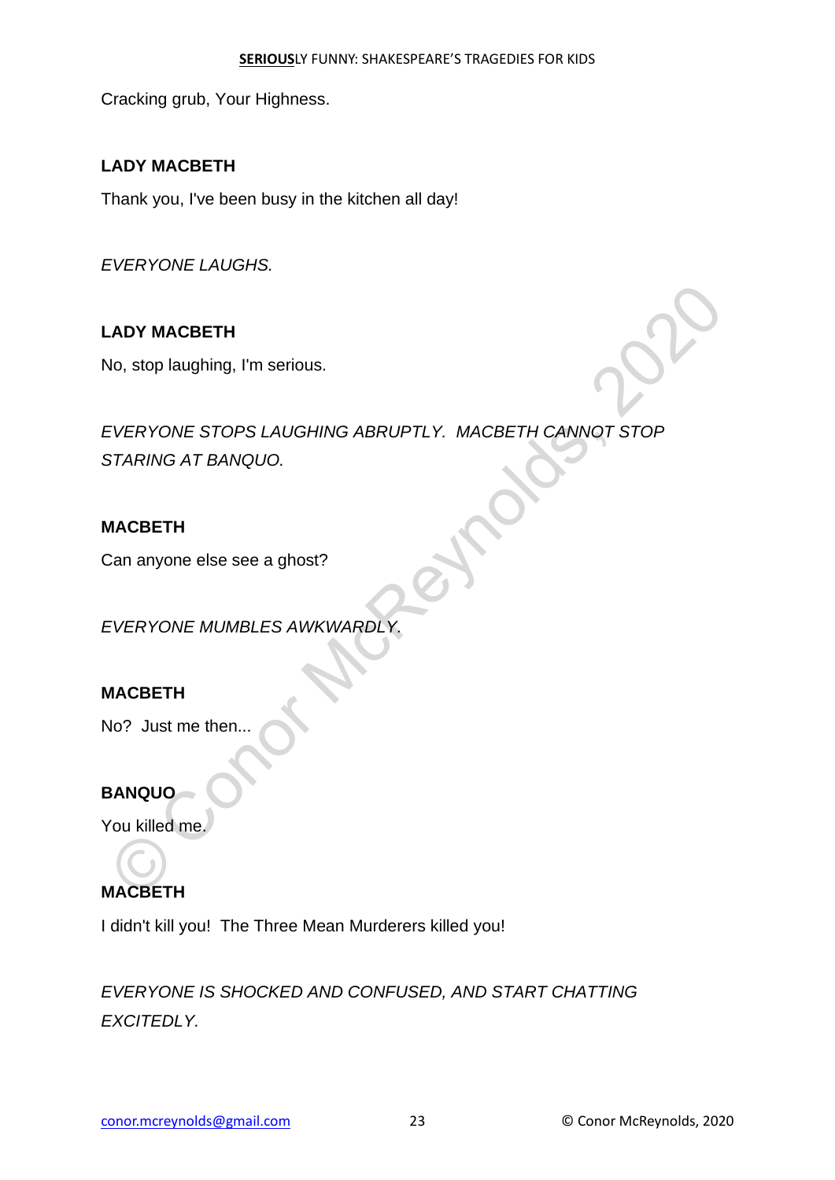Cracking grub, Your Highness.

**LADY MACBETH**

Thank you, I've been busy in the kitchen all day!

*EVERYONE LAUGHS.*

**LADY MACBETH**

No, stop laughing, I'm serious.

*EVERYONE STOPS LAUGHING ABRUPTLY. MACBETH CANNOT STOP STARING AT BANQUO.*

**MACBETH**

Can anyone else see a ghost?

*EVERYONE MUMBLES AWKWARDLY.*

**MACBETH**

No? Just me then...

**BANQUO**

You killed me.

**MACBETH**

I didn't kill you! The Three Mean Murderers killed you!

*EVERYONE IS SHOCKED AND CONFUSED, AND START CHATTING EXCITEDLY.*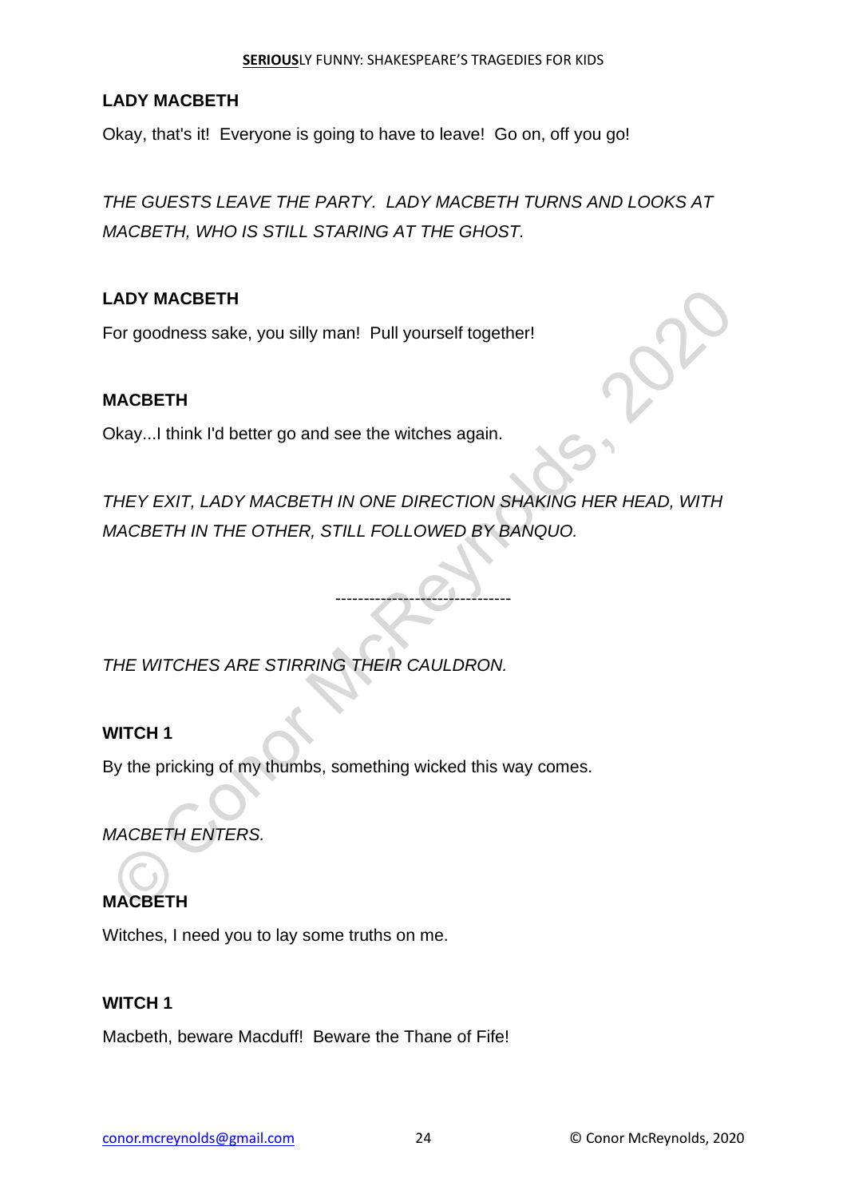**LADY MACBETH**

Okay, that's it!  Everyone is going to have to leave!  Go on, off you go!

*THE GUESTS LEAVE THE PARTY.  LADY MACBETH TURNS AND LOOKS AT MACBETH, WHO IS STILL STARING AT THE GHOST.*

**LADY MACBETH**

For goodness sake, you silly man!  Pull yourself together!

**MACBETH**

Okay...I think I'd better go and see the witches again.

*THEY EXIT, LADY MACBETH IN ONE DIRECTION SHAKING HER HEAD, WITH MACBETH IN THE OTHER, STILL FOLLOWED BY BANQUO.*

--------------------------------

*THE WITCHES ARE STIRRING THEIR CAULDRON.*

**WITCH 1**

By the pricking of my thumbs, something wicked this way comes.

*MACBETH ENTERS.*

**MACBETH**

Witches, I need you to lay some truths on me.

**WITCH 1**

Macbeth, beware Macduff!  Beware the Thane of Fife!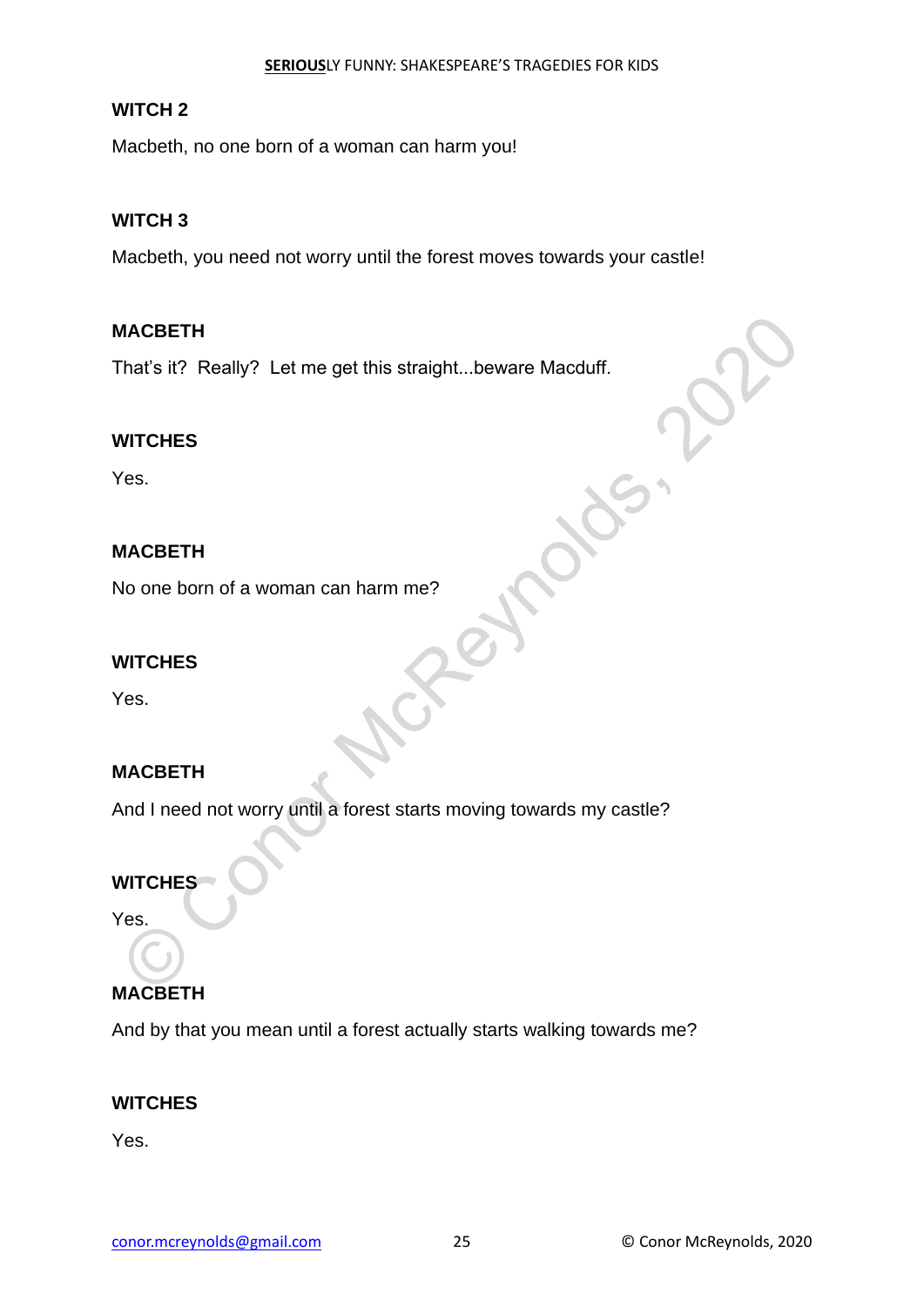**WITCH 2**

Macbeth, no one born of a woman can harm you!

**WITCH 3**

Macbeth, you need not worry until the forest moves towards your castle!

**MACBETH**

That's it? Really? Let me get this straight...beware Macduff.

**WITCHES**

Yes.

**MACBETH**

No one born of a woman can harm me?

**WITCHES**

Yes.

**MACBETH**

And I need not worry until a forest starts moving towards my castle?

**WITCHES**

Yes.

**MACBETH**

And by that you mean until a forest actually starts walking towards me?

**WITCHES**

Yes.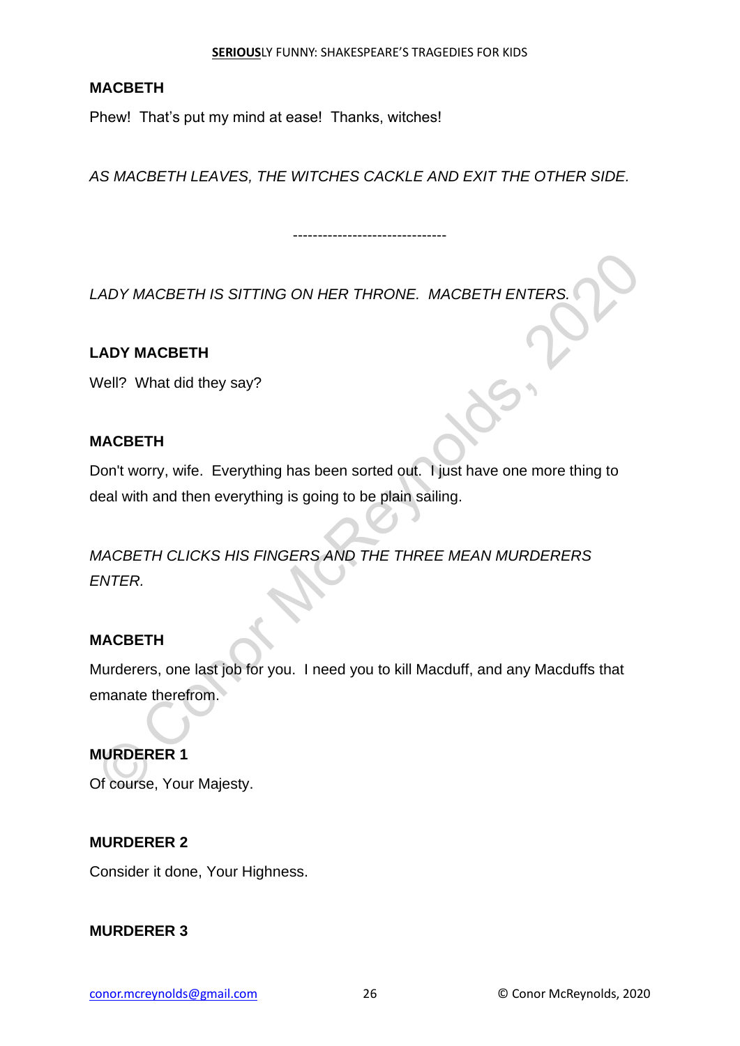**MACBETH**

Phew! That's put my mind at ease! Thanks, witches!

*AS MACBETH LEAVES, THE WITCHES CACKLE AND EXIT THE OTHER SIDE.*

-------------------------------

*LADY MACBETH IS SITTING ON HER THRONE. MACBETH ENTERS.*

**LADY MACBETH**

Well? What did they say?

**MACBETH**

Don't worry, wife. Everything has been sorted out. I just have one more thing to deal with and then everything is going to be plain sailing.

*MACBETH CLICKS HIS FINGERS AND THE THREE MEAN MURDERERS ENTER.*

**MACBETH**

Murderers, one last job for you. I need you to kill Macduff, and any Macduffs that emanate therefrom.

**MURDERER 1**

Of course, Your Majesty.

**MURDERER 2**

Consider it done, Your Highness.

**MURDERER 3**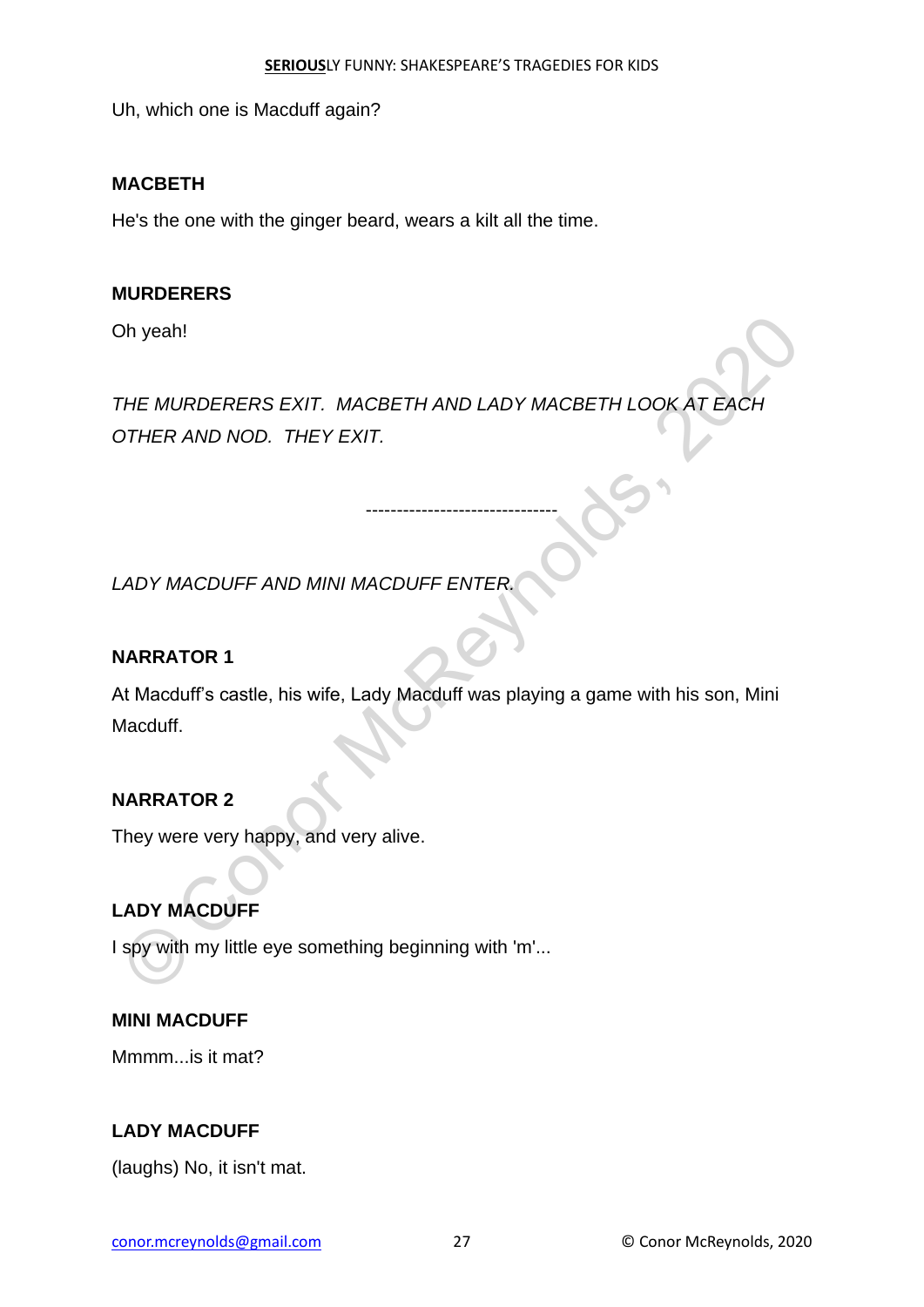Uh, which one is Macduff again?

**MACBETH**

He's the one with the ginger beard, wears a kilt all the time.

**MURDERERS**

Oh yeah!

*THE MURDERERS EXIT. MACBETH AND LADY MACBETH LOOK AT EACH OTHER AND NOD. THEY EXIT.*

-------------------------------

*LADY MACDUFF AND MINI MACDUFF ENTER.*

**NARRATOR 1**

At Macduff's castle, his wife, Lady Macduff was playing a game with his son, Mini Macduff.

**NARRATOR 2**

They were very happy, and very alive.

**LADY MACDUFF**

I spy with my little eye something beginning with 'm'...

**MINI MACDUFF**

Mmmm...is it mat?

**LADY MACDUFF**

(laughs) No, it isn't mat.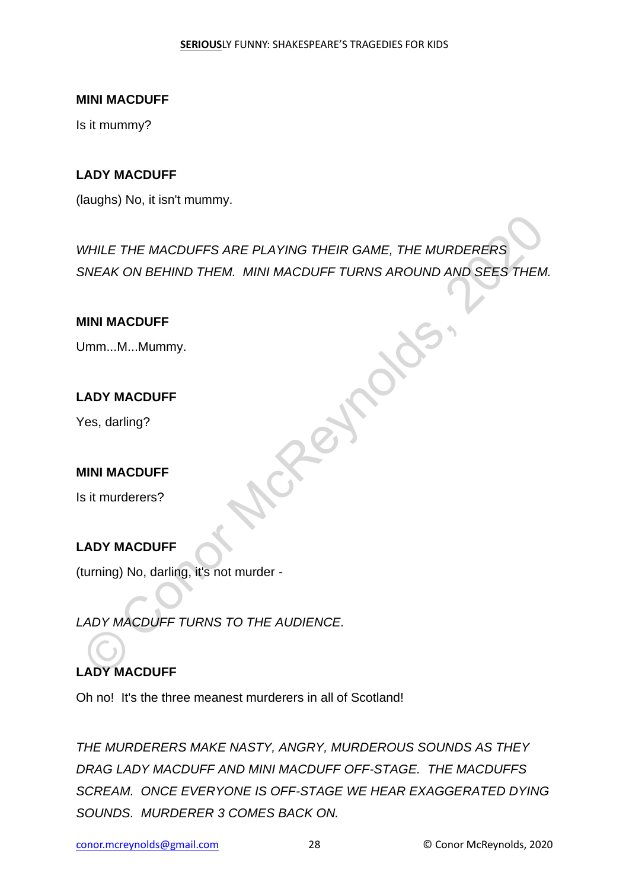**MINI MACDUFF**

Is it mummy?

**LADY MACDUFF**

(laughs) No, it isn't mummy.

*WHILE THE MACDUFFS ARE PLAYING THEIR GAME, THE MURDERERS SNEAK ON BEHIND THEM. MINI MACDUFF TURNS AROUND AND SEES THEM.*

**MINI MACDUFF**

Umm...M...Mummy.

**LADY MACDUFF**

Yes, darling?

**MINI MACDUFF**

Is it murderers?

**LADY MACDUFF**

(turning) No, darling, it's not murder -

*LADY MACDUFF TURNS TO THE AUDIENCE.*

**LADY MACDUFF**

Oh no! It's the three meanest murderers in all of Scotland!

*THE MURDERERS MAKE NASTY, ANGRY, MURDEROUS SOUNDS AS THEY DRAG LADY MACDUFF AND MINI MACDUFF OFF-STAGE. THE MACDUFFS SCREAM. ONCE EVERYONE IS OFF-STAGE WE HEAR EXAGGERATED DYING SOUNDS. MURDERER 3 COMES BACK ON.*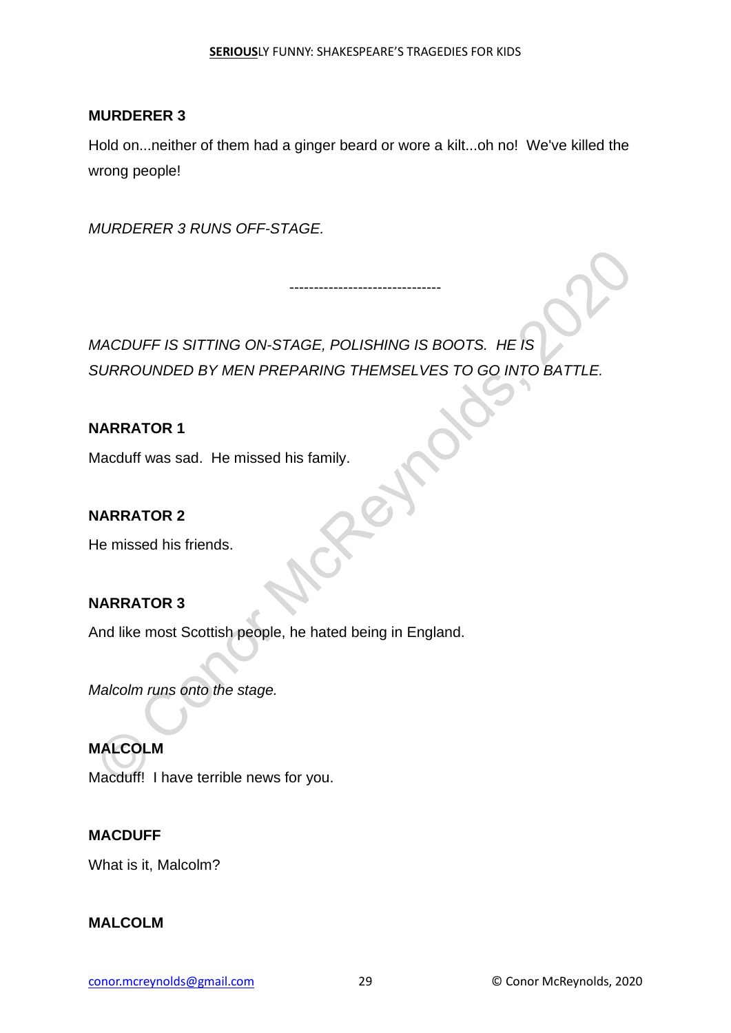**MURDERER 3**

Hold on...neither of them had a ginger beard or wore a kilt...oh no! We've killed the wrong people!

*MURDERER 3 RUNS OFF-STAGE.*

-------------------------------

*MACDUFF IS SITTING ON-STAGE, POLISHING IS BOOTS. HE IS SURROUNDED BY MEN PREPARING THEMSELVES TO GO INTO BATTLE.*

**NARRATOR 1**

Macduff was sad. He missed his family.

**NARRATOR 2**

He missed his friends.

**NARRATOR 3**

And like most Scottish people, he hated being in England.

*Malcolm runs onto the stage.*

**MALCOLM**

Macduff! I have terrible news for you.

**MACDUFF**

What is it, Malcolm?

**MALCOLM**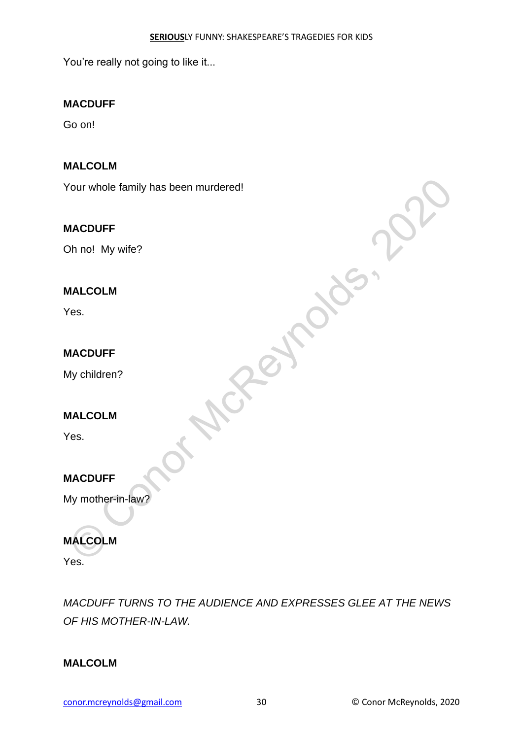You're really not going to like it...

**MACDUFF**

Go on!

**MALCOLM**

Your whole family has been murdered!

**MACDUFF**

Oh no!  My wife?

**MALCOLM**

Yes.

**MACDUFF**

My children?

**MALCOLM**

Yes.

**MACDUFF**

My mother-in-law?

**MALCOLM**

Yes.

*MACDUFF TURNS TO THE AUDIENCE AND EXPRESSES GLEE AT THE NEWS OF HIS MOTHER-IN-LAW.*

**MALCOLM**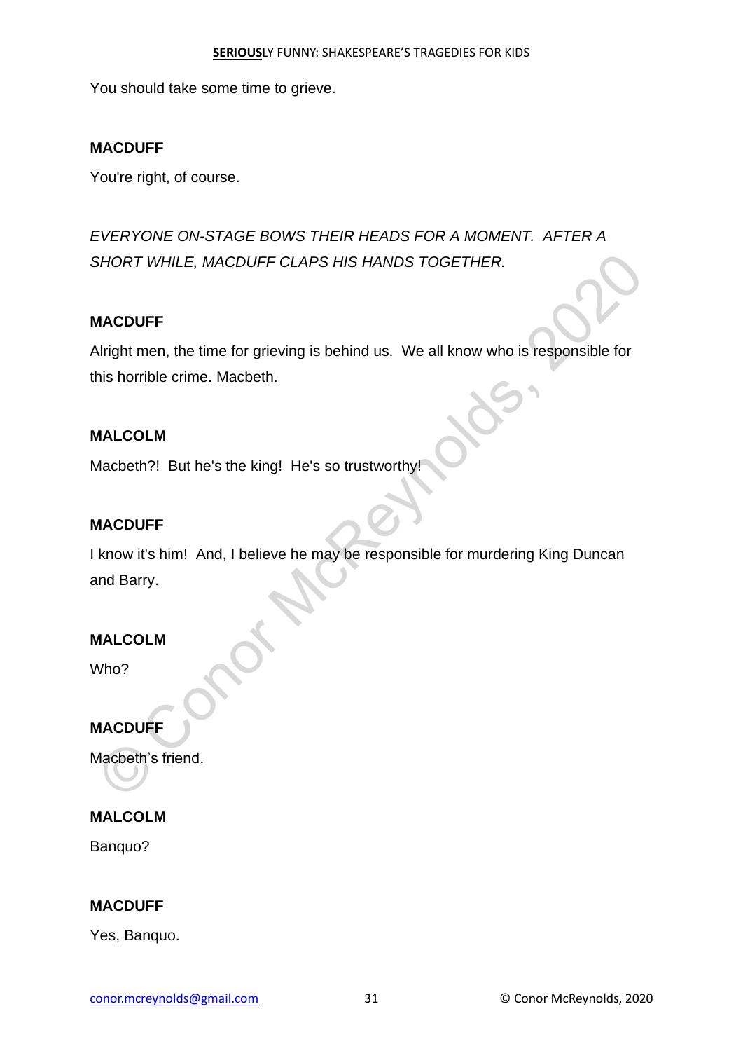You should take some time to grieve.

**MACDUFF**

You're right, of course.

*EVERYONE ON-STAGE BOWS THEIR HEADS FOR A MOMENT. AFTER A SHORT WHILE, MACDUFF CLAPS HIS HANDS TOGETHER.*

**MACDUFF**

Alright men, the time for grieving is behind us. We all know who is responsible for this horrible crime. Macbeth.

**MALCOLM**

Macbeth?! But he's the king! He's so trustworthy!

**MACDUFF**

I know it's him! And, I believe he may be responsible for murdering King Duncan and Barry.

**MALCOLM**

Who?

**MACDUFF**

Macbeth's friend.

**MALCOLM**

Banquo?

**MACDUFF**

Yes, Banquo.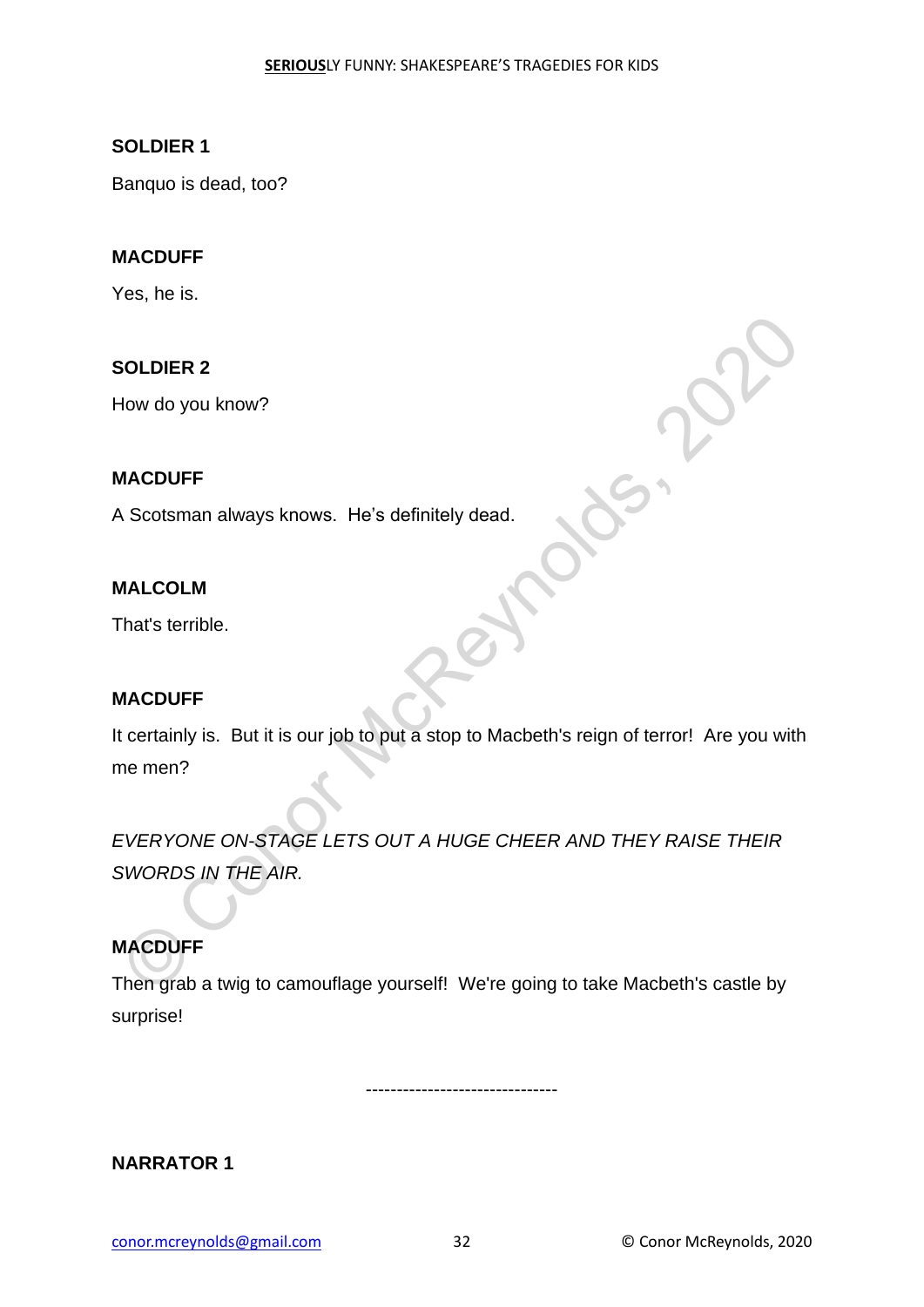**SOLDIER 1**

Banquo is dead, too?

**MACDUFF**

Yes, he is.

**SOLDIER 2**

How do you know?

**MACDUFF**

A Scotsman always knows. He's definitely dead.

**MALCOLM**

That's terrible.

**MACDUFF**

It certainly is. But it is our job to put a stop to Macbeth's reign of terror! Are you with me men?

*EVERYONE ON-STAGE LETS OUT A HUGE CHEER AND THEY RAISE THEIR SWORDS IN THE AIR.*

**MACDUFF**

Then grab a twig to camouflage yourself! We're going to take Macbeth's castle by surprise!

-------------------------------

**NARRATOR 1**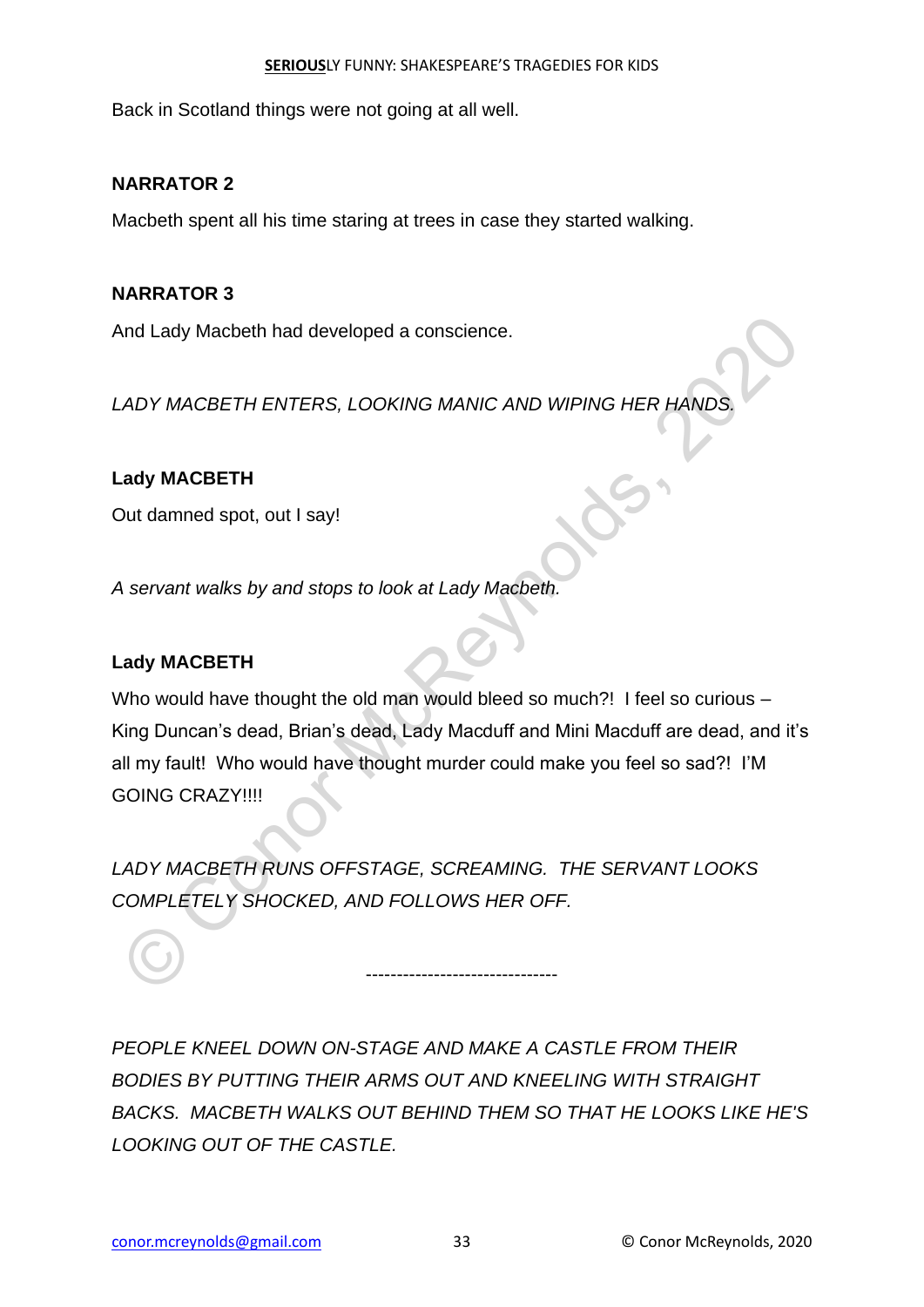Back in Scotland things were not going at all well.

**NARRATOR 2**

Macbeth spent all his time staring at trees in case they started walking.

**NARRATOR 3**

And Lady Macbeth had developed a conscience.

*LADY MACBETH ENTERS, LOOKING MANIC AND WIPING HER HANDS.*

**Lady MACBETH**

Out damned spot, out I say!

*A servant walks by and stops to look at Lady Macbeth.*

**Lady MACBETH**

Who would have thought the old man would bleed so much?! I feel so curious – King Duncan's dead, Brian's dead, Lady Macduff and Mini Macduff are dead, and it's all my fault! Who would have thought murder could make you feel so sad?! I'M GOING CRAZY!!!!

*LADY MACBETH RUNS OFFSTAGE, SCREAMING. THE SERVANT LOOKS COMPLETELY SHOCKED, AND FOLLOWS HER OFF.*

-------------------------------

*PEOPLE KNEEL DOWN ON-STAGE AND MAKE A CASTLE FROM THEIR BODIES BY PUTTING THEIR ARMS OUT AND KNEELING WITH STRAIGHT BACKS. MACBETH WALKS OUT BEHIND THEM SO THAT HE LOOKS LIKE HE'S LOOKING OUT OF THE CASTLE.*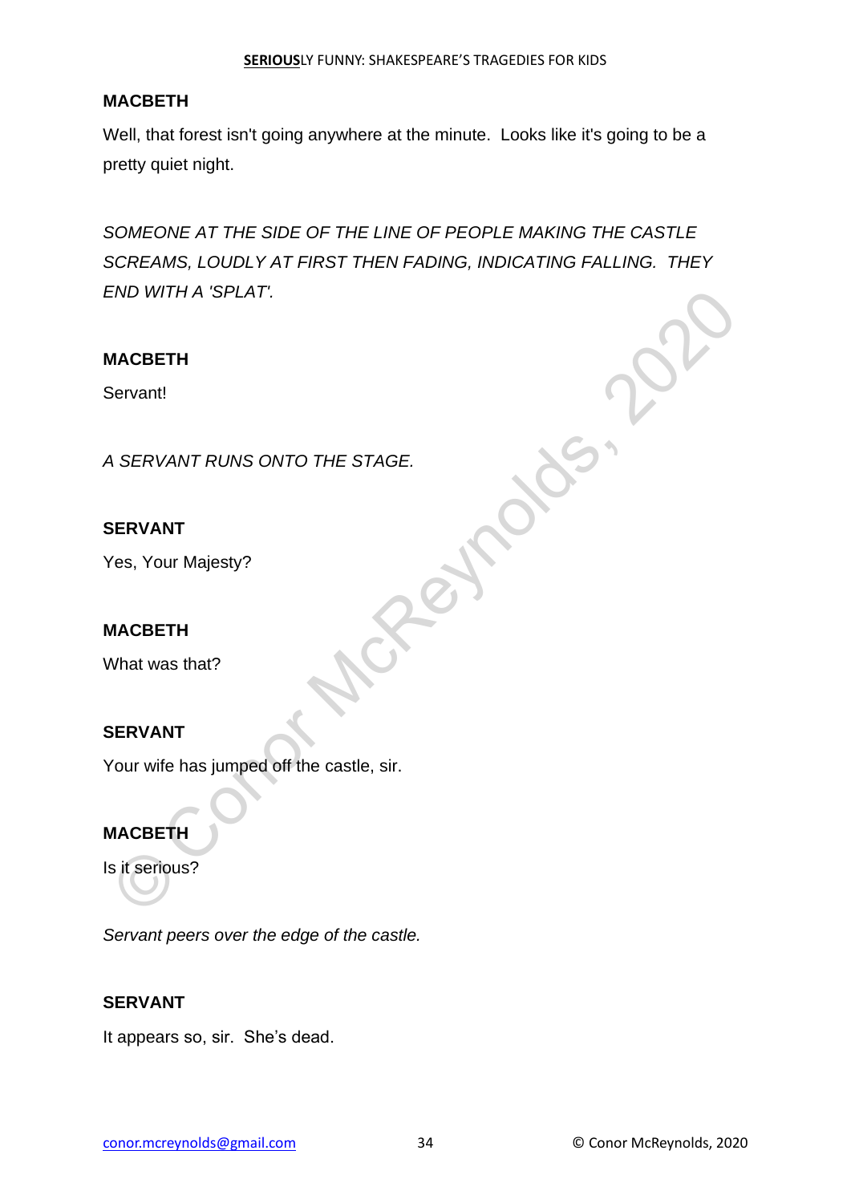**MACBETH**

Well, that forest isn't going anywhere at the minute.  Looks like it's going to be a pretty quiet night.

*SOMEONE AT THE SIDE OF THE LINE OF PEOPLE MAKING THE CASTLE SCREAMS, LOUDLY AT FIRST THEN FADING, INDICATING FALLING.  THEY END WITH A 'SPLAT'.*

**MACBETH**

Servant!

*A SERVANT RUNS ONTO THE STAGE.*

**SERVANT**

Yes, Your Majesty?

**MACBETH**

What was that?

**SERVANT**

Your wife has jumped off the castle, sir.

**MACBETH**

Is it serious?

*Servant peers over the edge of the castle.*

**SERVANT**

It appears so, sir.  She's dead.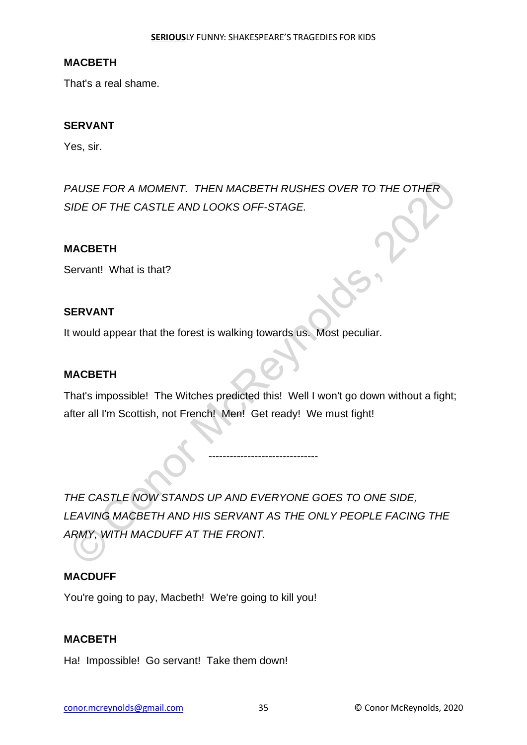**MACBETH**

That's a real shame.

**SERVANT**

Yes, sir.

*PAUSE FOR A MOMENT. THEN MACBETH RUSHES OVER TO THE OTHER SIDE OF THE CASTLE AND LOOKS OFF-STAGE.*

**MACBETH**

Servant! What is that?

**SERVANT**

It would appear that the forest is walking towards us. Most peculiar.

**MACBETH**

That's impossible! The Witches predicted this! Well I won't go down without a fight; after all I'm Scottish, not French! Men! Get ready! We must fight!

-------------------------------

*THE CASTLE NOW STANDS UP AND EVERYONE GOES TO ONE SIDE, LEAVING MACBETH AND HIS SERVANT AS THE ONLY PEOPLE FACING THE ARMY, WITH MACDUFF AT THE FRONT.*

**MACDUFF**

You're going to pay, Macbeth! We're going to kill you!

**MACBETH**

Ha! Impossible! Go servant! Take them down!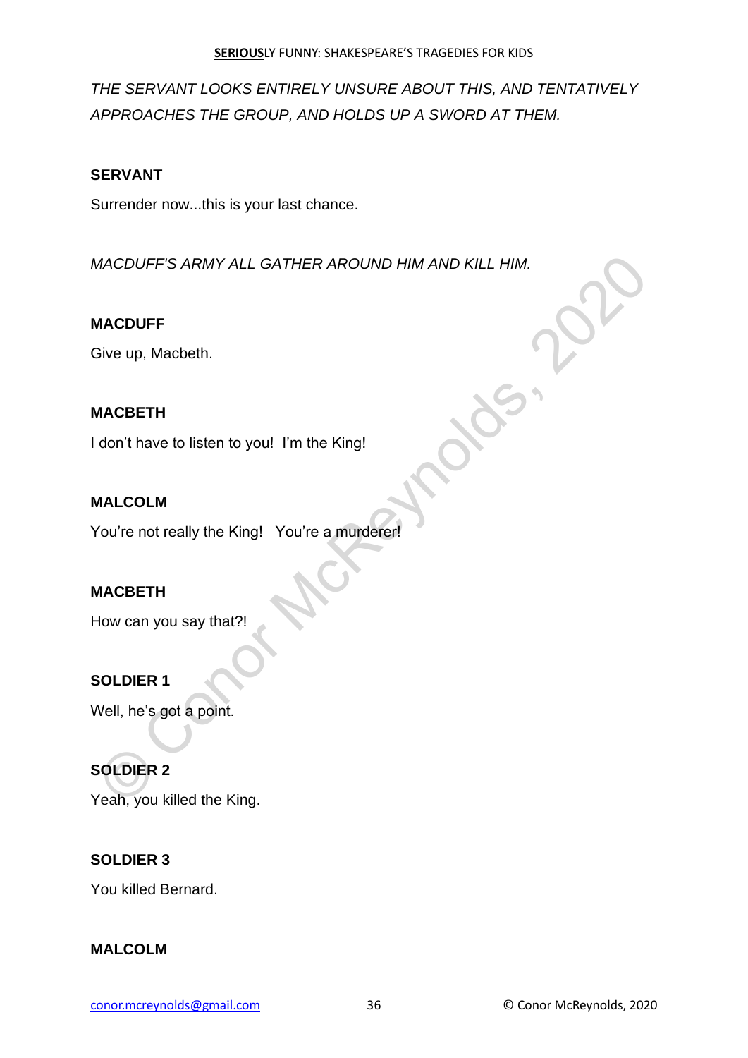*THE SERVANT LOOKS ENTIRELY UNSURE ABOUT THIS, AND TENTATIVELY APPROACHES THE GROUP, AND HOLDS UP A SWORD AT THEM.*

**SERVANT**

Surrender now...this is your last chance.

*MACDUFF'S ARMY ALL GATHER AROUND HIM AND KILL HIM.*

**MACDUFF**

Give up, Macbeth.

**MACBETH**

I don't have to listen to you! I'm the King!

**MALCOLM**

You're not really the King! You're a murderer!

**MACBETH**

How can you say that?!

**SOLDIER 1**

Well, he's got a point.

**SOLDIER 2**

Yeah, you killed the King.

**SOLDIER 3**

You killed Bernard.

**MALCOLM**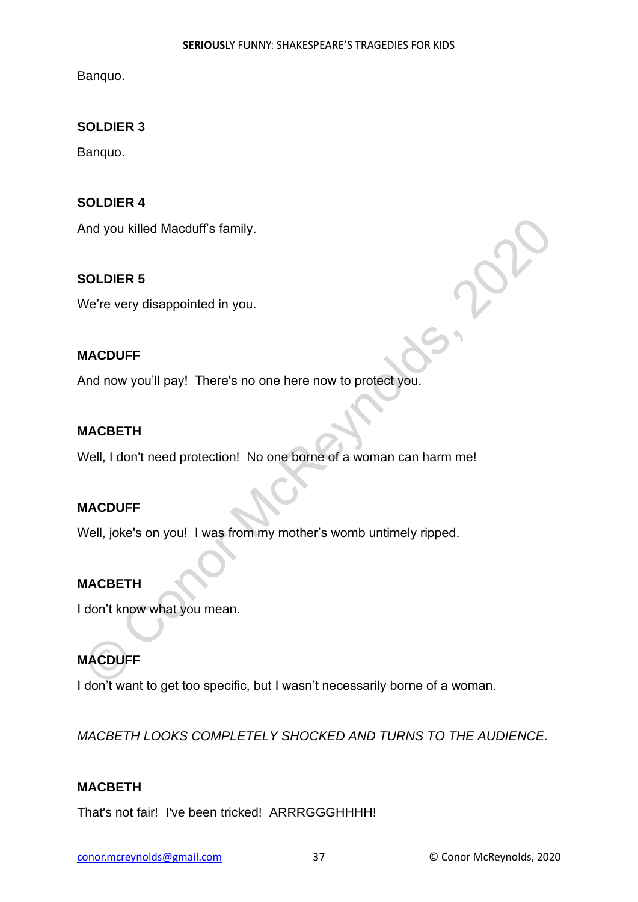Banquo.

**SOLDIER 3**

Banquo.

**SOLDIER 4**

And you killed Macduff's family.

**SOLDIER 5**

We're very disappointed in you.

**MACDUFF**

And now you'll pay! There's no one here now to protect you.

**MACBETH**

Well, I don't need protection! No one borne of a woman can harm me!

**MACDUFF**

Well, joke's on you! I was from my mother's womb untimely ripped.

**MACBETH**

I don't know what you mean.

**MACDUFF**

I don't want to get too specific, but I wasn't necessarily borne of a woman.

*MACBETH LOOKS COMPLETELY SHOCKED AND TURNS TO THE AUDIENCE.*

**MACBETH**

That's not fair! I've been tricked! ARRRGGGHHHH!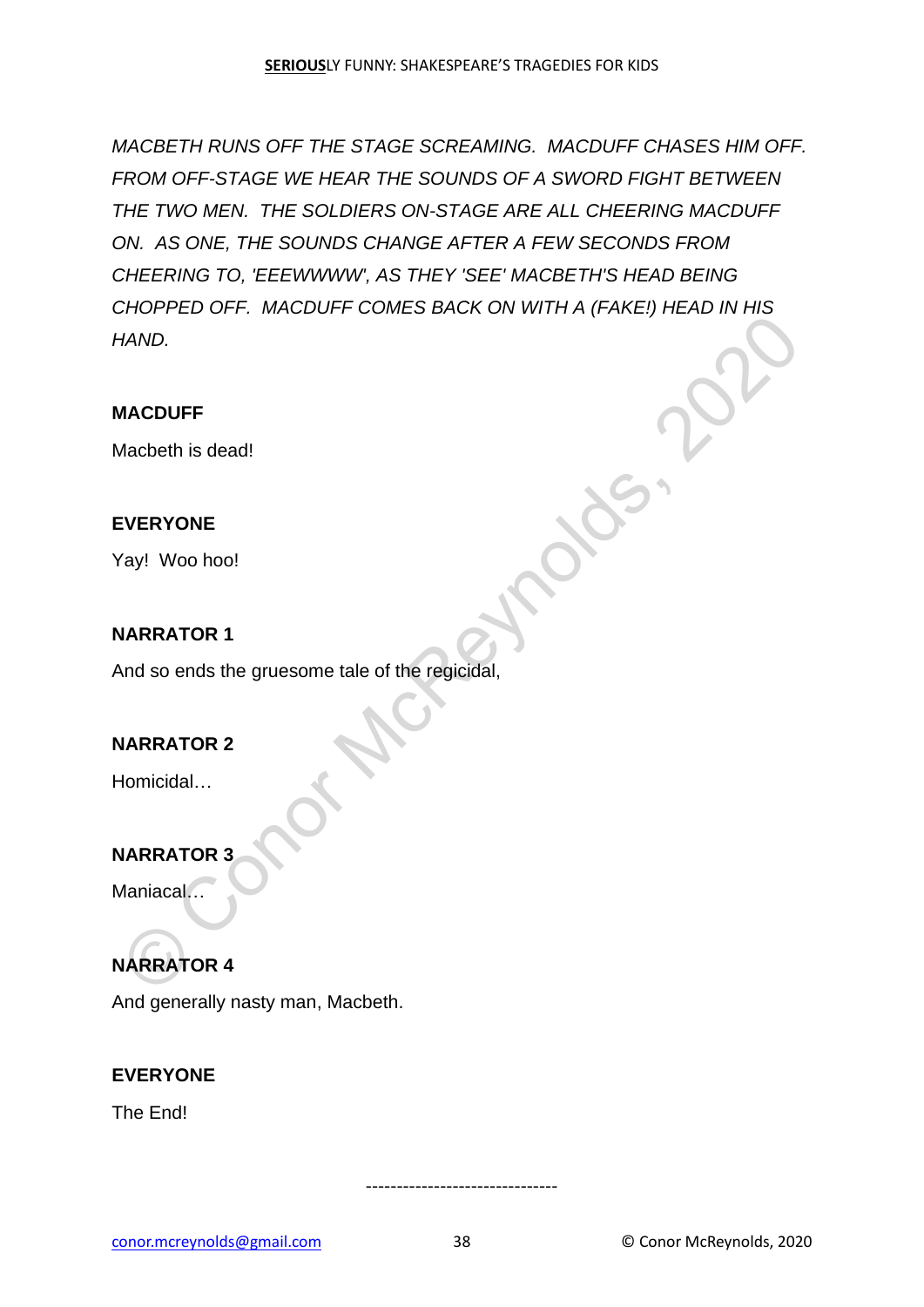*MACBETH RUNS OFF THE STAGE SCREAMING. MACDUFF CHASES HIM OFF. FROM OFF-STAGE WE HEAR THE SOUNDS OF A SWORD FIGHT BETWEEN THE TWO MEN. THE SOLDIERS ON-STAGE ARE ALL CHEERING MACDUFF ON. AS ONE, THE SOUNDS CHANGE AFTER A FEW SECONDS FROM CHEERING TO, 'EEEWWWW', AS THEY 'SEE' MACBETH'S HEAD BEING CHOPPED OFF. MACDUFF COMES BACK ON WITH A (FAKE!) HEAD IN HIS HAND.*

**MACDUFF**

Macbeth is dead!

**EVERYONE**

Yay! Woo hoo!

**NARRATOR 1**

And so ends the gruesome tale of the regicidal,

**NARRATOR 2**

Homicidal…

**NARRATOR 3**

Maniacal…

**NARRATOR 4**

And generally nasty man, Macbeth.

**EVERYONE**

The End!

-------------------------------